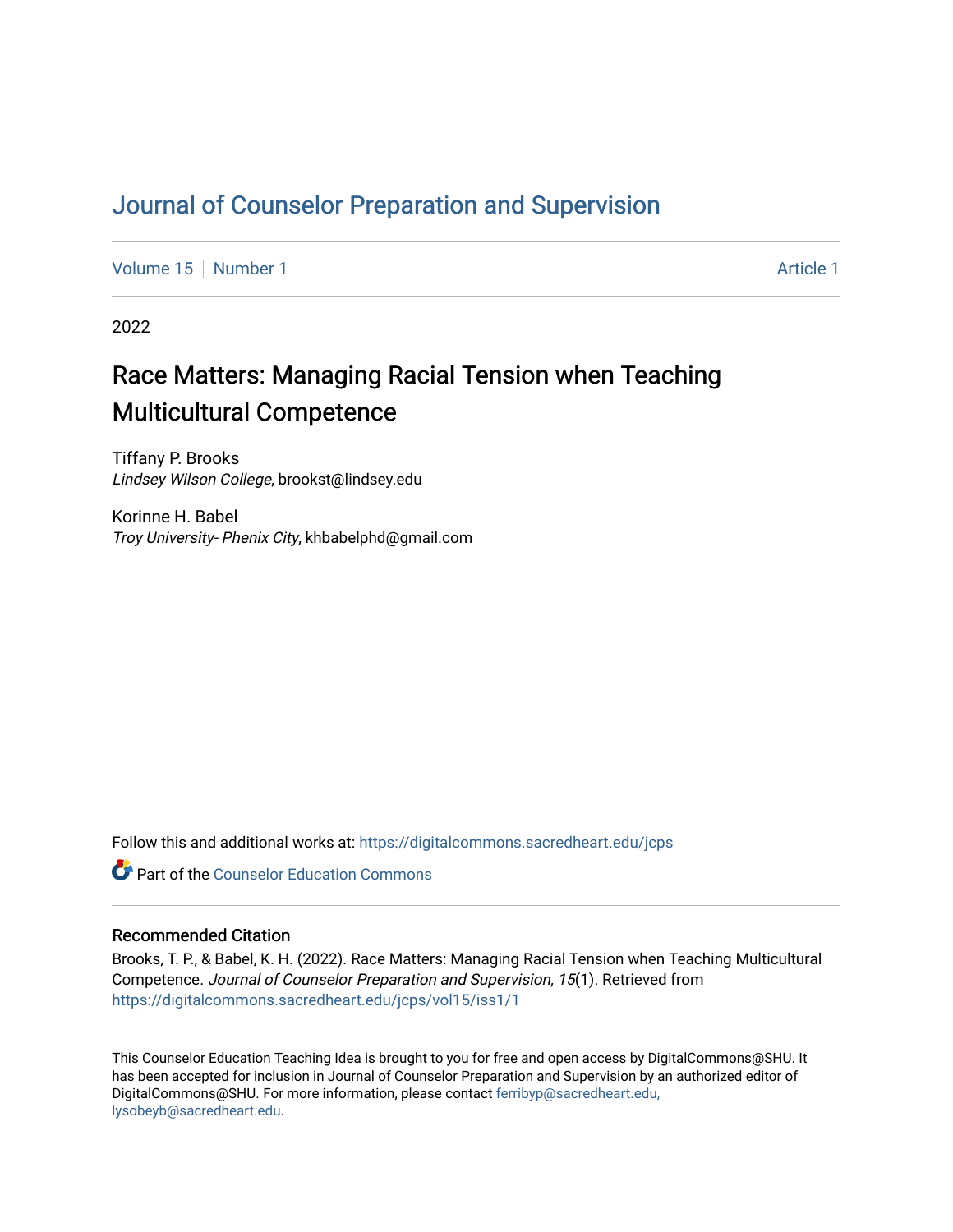# Journal of Counselor Preparation and Supervision

Volume 15 | Number 1 Article 1

2022

## Race Matters: Managing Racial Tension when Teaching Multicultural Competence

Tiffany P. Brooks
*Lindsey Wilson College*, brookst@lindsey.edu

Korinne H. Babel
*Troy University- Phenix City*, khbabelphd@gmail.com

Follow this and additional works at: https://digitalcommons.sacredheart.edu/jcps

Part of the Counselor Education Commons

### Recommended Citation

Brooks, T. P., & Babel, K. H. (2022). Race Matters: Managing Racial Tension when Teaching Multicultural Competence. *Journal of Counselor Preparation and Supervision, 15*(1). Retrieved from https://digitalcommons.sacredheart.edu/jcps/vol15/iss1/1

This Counselor Education Teaching Idea is brought to you for free and open access by DigitalCommons@SHU. It has been accepted for inclusion in Journal of Counselor Preparation and Supervision by an authorized editor of DigitalCommons@SHU. For more information, please contact ferribyp@sacredheart.edu, lysobeyb@sacredheart.edu.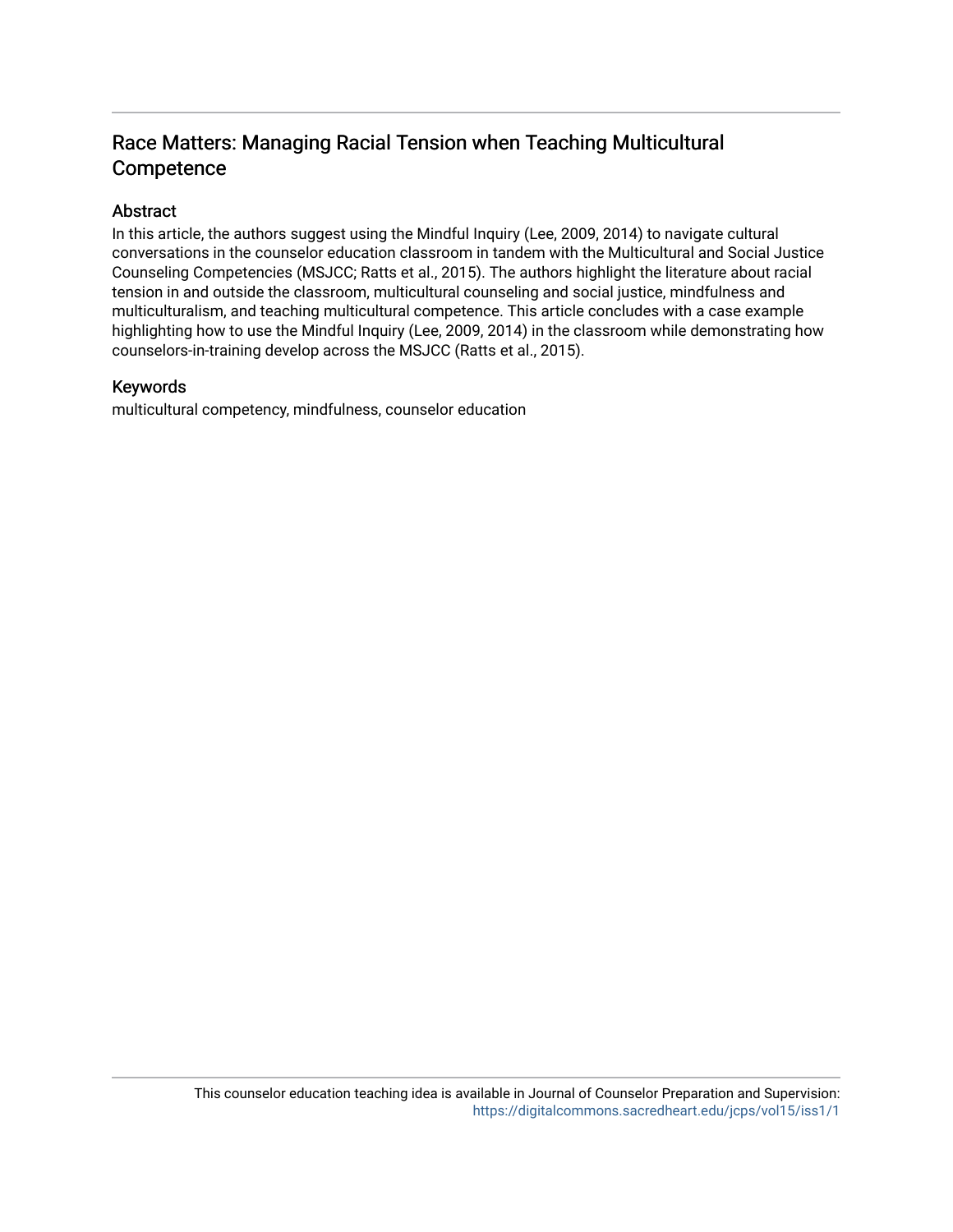# Race Matters: Managing Racial Tension when Teaching Multicultural Competence

## Abstract

In this article, the authors suggest using the Mindful Inquiry (Lee, 2009, 2014) to navigate cultural conversations in the counselor education classroom in tandem with the Multicultural and Social Justice Counseling Competencies (MSJCC; Ratts et al., 2015). The authors highlight the literature about racial tension in and outside the classroom, multicultural counseling and social justice, mindfulness and multiculturalism, and teaching multicultural competence. This article concludes with a case example highlighting how to use the Mindful Inquiry (Lee, 2009, 2014) in the classroom while demonstrating how counselors-in-training develop across the MSJCC (Ratts et al., 2015).

## Keywords

multicultural competency, mindfulness, counselor education

This counselor education teaching idea is available in Journal of Counselor Preparation and Supervision: https://digitalcommons.sacredheart.edu/jcps/vol15/iss1/1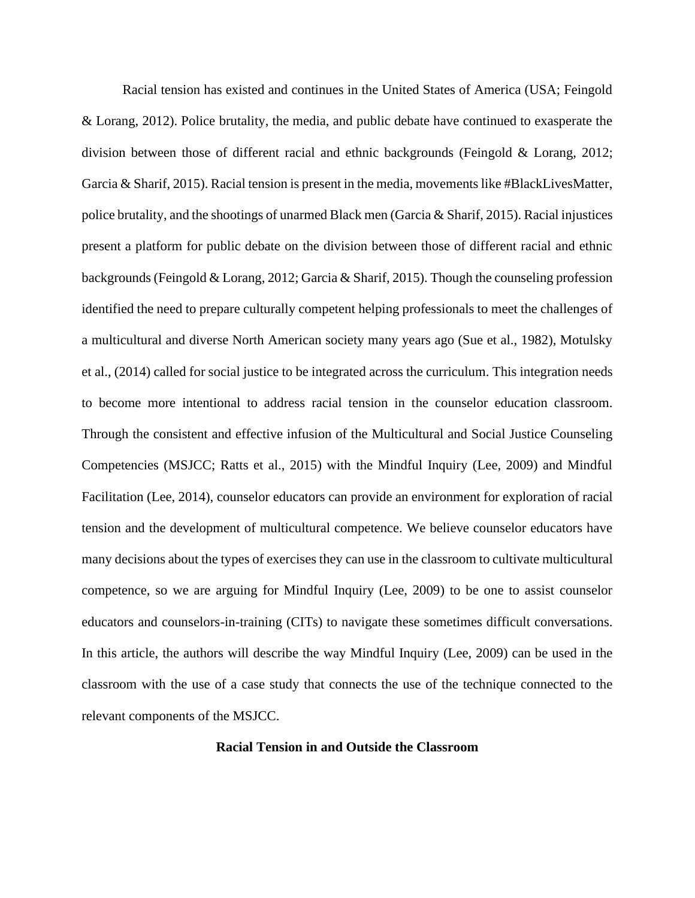Racial tension has existed and continues in the United States of America (USA; Feingold & Lorang, 2012). Police brutality, the media, and public debate have continued to exasperate the division between those of different racial and ethnic backgrounds (Feingold & Lorang, 2012; Garcia & Sharif, 2015). Racial tension is present in the media, movements like #BlackLivesMatter, police brutality, and the shootings of unarmed Black men (Garcia & Sharif, 2015). Racial injustices present a platform for public debate on the division between those of different racial and ethnic backgrounds (Feingold & Lorang, 2012; Garcia & Sharif, 2015). Though the counseling profession identified the need to prepare culturally competent helping professionals to meet the challenges of a multicultural and diverse North American society many years ago (Sue et al., 1982), Motulsky et al., (2014) called for social justice to be integrated across the curriculum. This integration needs to become more intentional to address racial tension in the counselor education classroom. Through the consistent and effective infusion of the Multicultural and Social Justice Counseling Competencies (MSJCC; Ratts et al., 2015) with the Mindful Inquiry (Lee, 2009) and Mindful Facilitation (Lee, 2014), counselor educators can provide an environment for exploration of racial tension and the development of multicultural competence. We believe counselor educators have many decisions about the types of exercises they can use in the classroom to cultivate multicultural competence, so we are arguing for Mindful Inquiry (Lee, 2009) to be one to assist counselor educators and counselors-in-training (CITs) to navigate these sometimes difficult conversations. In this article, the authors will describe the way Mindful Inquiry (Lee, 2009) can be used in the classroom with the use of a case study that connects the use of the technique connected to the relevant components of the MSJCC.

## Racial Tension in and Outside the Classroom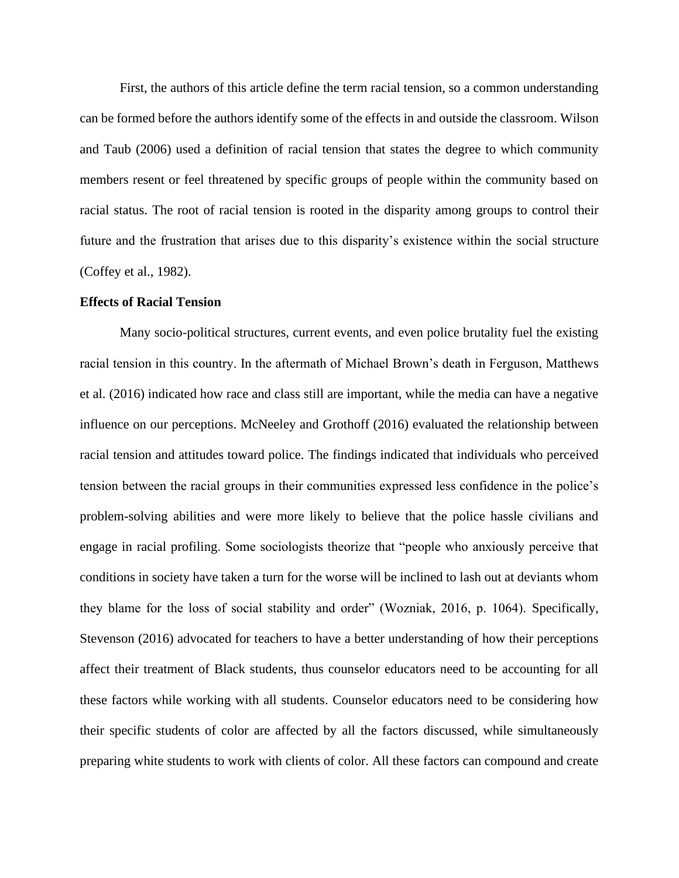First, the authors of this article define the term racial tension, so a common understanding can be formed before the authors identify some of the effects in and outside the classroom. Wilson and Taub (2006) used a definition of racial tension that states the degree to which community members resent or feel threatened by specific groups of people within the community based on racial status. The root of racial tension is rooted in the disparity among groups to control their future and the frustration that arises due to this disparity's existence within the social structure (Coffey et al., 1982).

**Effects of Racial Tension**

Many socio-political structures, current events, and even police brutality fuel the existing racial tension in this country. In the aftermath of Michael Brown's death in Ferguson, Matthews et al. (2016) indicated how race and class still are important, while the media can have a negative influence on our perceptions. McNeeley and Grothoff (2016) evaluated the relationship between racial tension and attitudes toward police. The findings indicated that individuals who perceived tension between the racial groups in their communities expressed less confidence in the police's problem-solving abilities and were more likely to believe that the police hassle civilians and engage in racial profiling. Some sociologists theorize that "people who anxiously perceive that conditions in society have taken a turn for the worse will be inclined to lash out at deviants whom they blame for the loss of social stability and order" (Wozniak, 2016, p. 1064). Specifically, Stevenson (2016) advocated for teachers to have a better understanding of how their perceptions affect their treatment of Black students, thus counselor educators need to be accounting for all these factors while working with all students. Counselor educators need to be considering how their specific students of color are affected by all the factors discussed, while simultaneously preparing white students to work with clients of color. All these factors can compound and create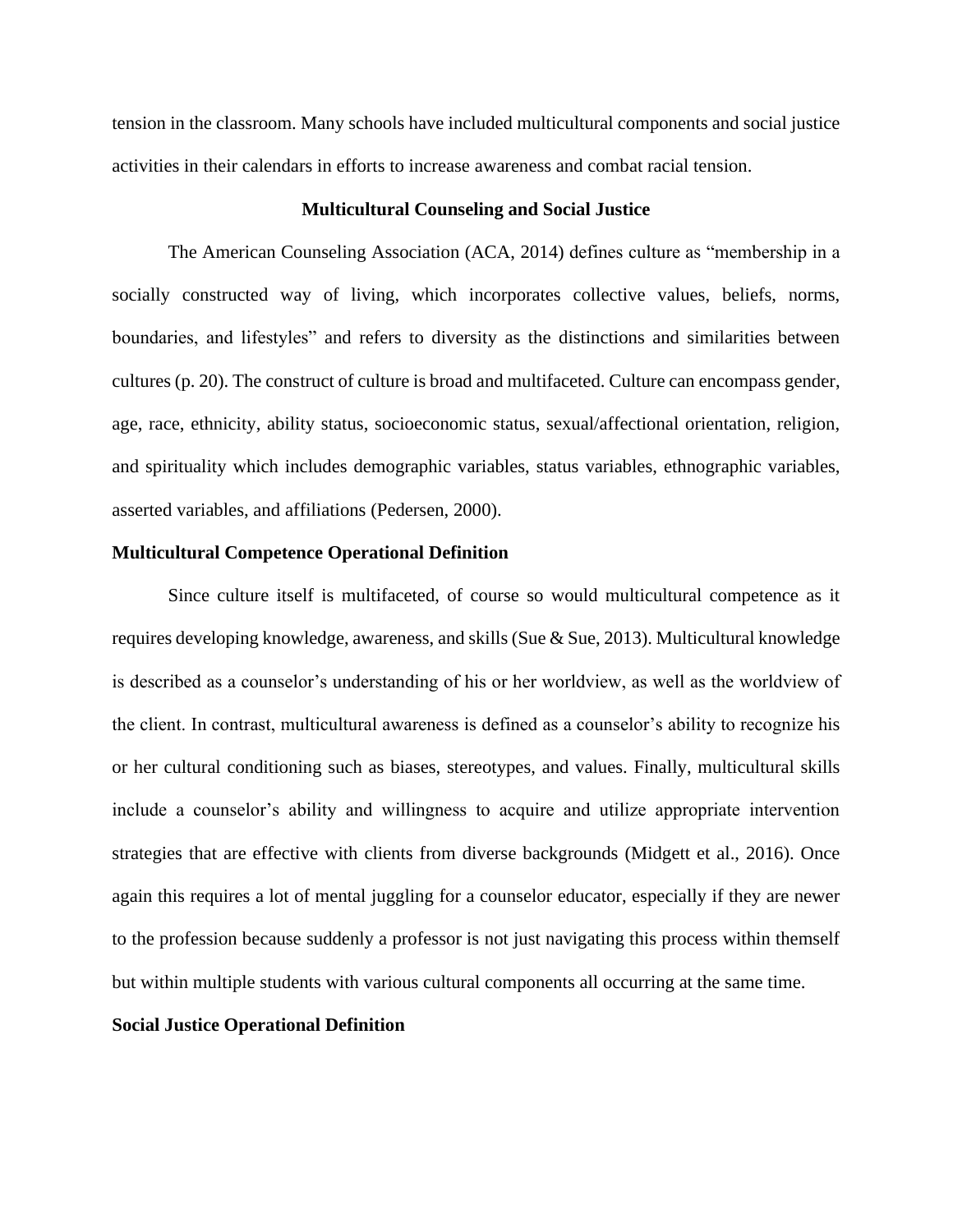tension in the classroom. Many schools have included multicultural components and social justice activities in their calendars in efforts to increase awareness and combat racial tension.

## Multicultural Counseling and Social Justice

The American Counseling Association (ACA, 2014) defines culture as "membership in a socially constructed way of living, which incorporates collective values, beliefs, norms, boundaries, and lifestyles" and refers to diversity as the distinctions and similarities between cultures (p. 20). The construct of culture is broad and multifaceted. Culture can encompass gender, age, race, ethnicity, ability status, socioeconomic status, sexual/affectional orientation, religion, and spirituality which includes demographic variables, status variables, ethnographic variables, asserted variables, and affiliations (Pedersen, 2000).

### Multicultural Competence Operational Definition

Since culture itself is multifaceted, of course so would multicultural competence as it requires developing knowledge, awareness, and skills (Sue & Sue, 2013). Multicultural knowledge is described as a counselor's understanding of his or her worldview, as well as the worldview of the client. In contrast, multicultural awareness is defined as a counselor's ability to recognize his or her cultural conditioning such as biases, stereotypes, and values. Finally, multicultural skills include a counselor's ability and willingness to acquire and utilize appropriate intervention strategies that are effective with clients from diverse backgrounds (Midgett et al., 2016). Once again this requires a lot of mental juggling for a counselor educator, especially if they are newer to the profession because suddenly a professor is not just navigating this process within themself but within multiple students with various cultural components all occurring at the same time.

### Social Justice Operational Definition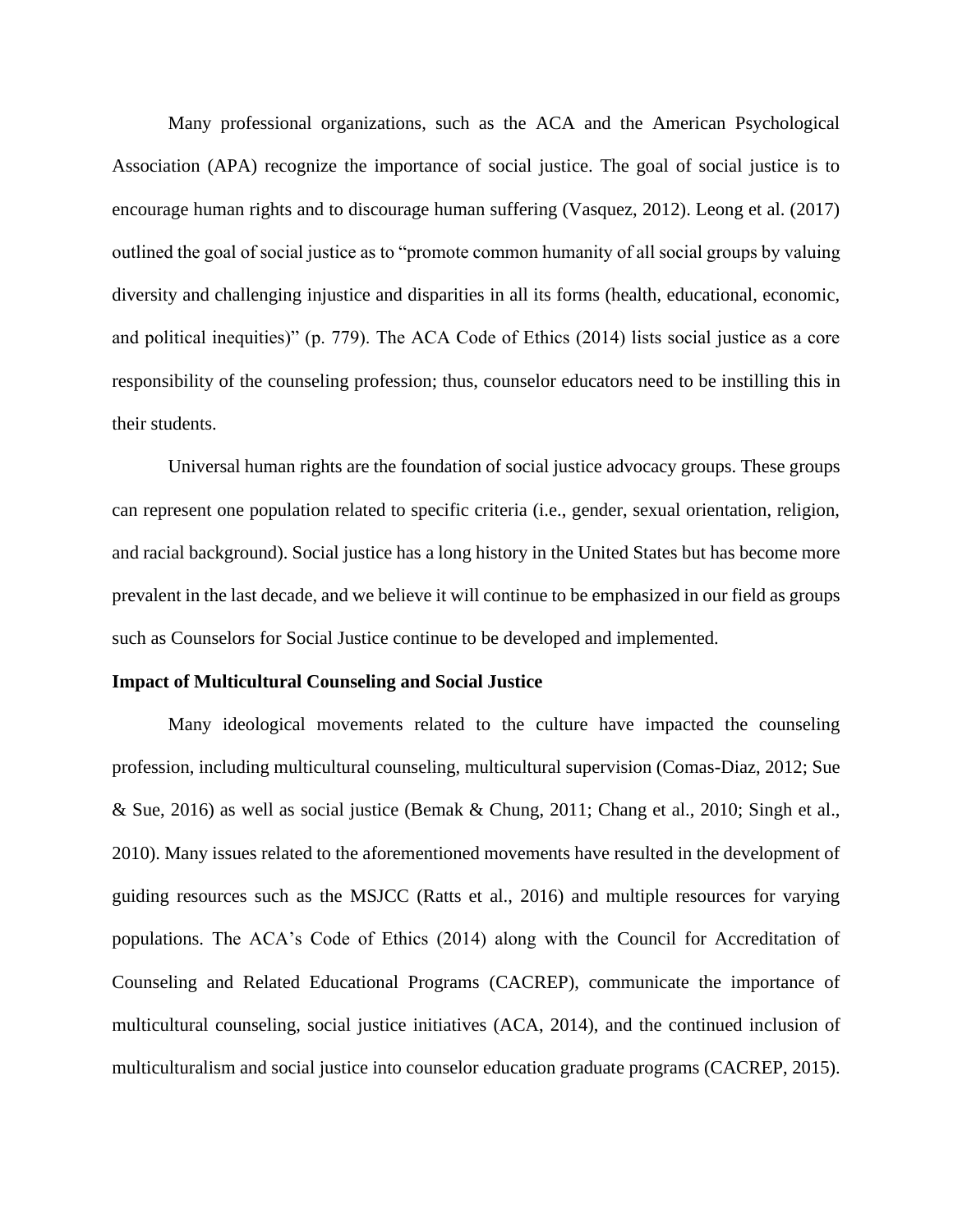Many professional organizations, such as the ACA and the American Psychological Association (APA) recognize the importance of social justice. The goal of social justice is to encourage human rights and to discourage human suffering (Vasquez, 2012). Leong et al. (2017) outlined the goal of social justice as to "promote common humanity of all social groups by valuing diversity and challenging injustice and disparities in all its forms (health, educational, economic, and political inequities)" (p. 779). The ACA Code of Ethics (2014) lists social justice as a core responsibility of the counseling profession; thus, counselor educators need to be instilling this in their students.

Universal human rights are the foundation of social justice advocacy groups. These groups can represent one population related to specific criteria (i.e., gender, sexual orientation, religion, and racial background). Social justice has a long history in the United States but has become more prevalent in the last decade, and we believe it will continue to be emphasized in our field as groups such as Counselors for Social Justice continue to be developed and implemented.

**Impact of Multicultural Counseling and Social Justice**

Many ideological movements related to the culture have impacted the counseling profession, including multicultural counseling, multicultural supervision (Comas-Diaz, 2012; Sue & Sue, 2016) as well as social justice (Bemak & Chung, 2011; Chang et al., 2010; Singh et al., 2010). Many issues related to the aforementioned movements have resulted in the development of guiding resources such as the MSJCC (Ratts et al., 2016) and multiple resources for varying populations. The ACA's Code of Ethics (2014) along with the Council for Accreditation of Counseling and Related Educational Programs (CACREP), communicate the importance of multicultural counseling, social justice initiatives (ACA, 2014), and the continued inclusion of multiculturalism and social justice into counselor education graduate programs (CACREP, 2015).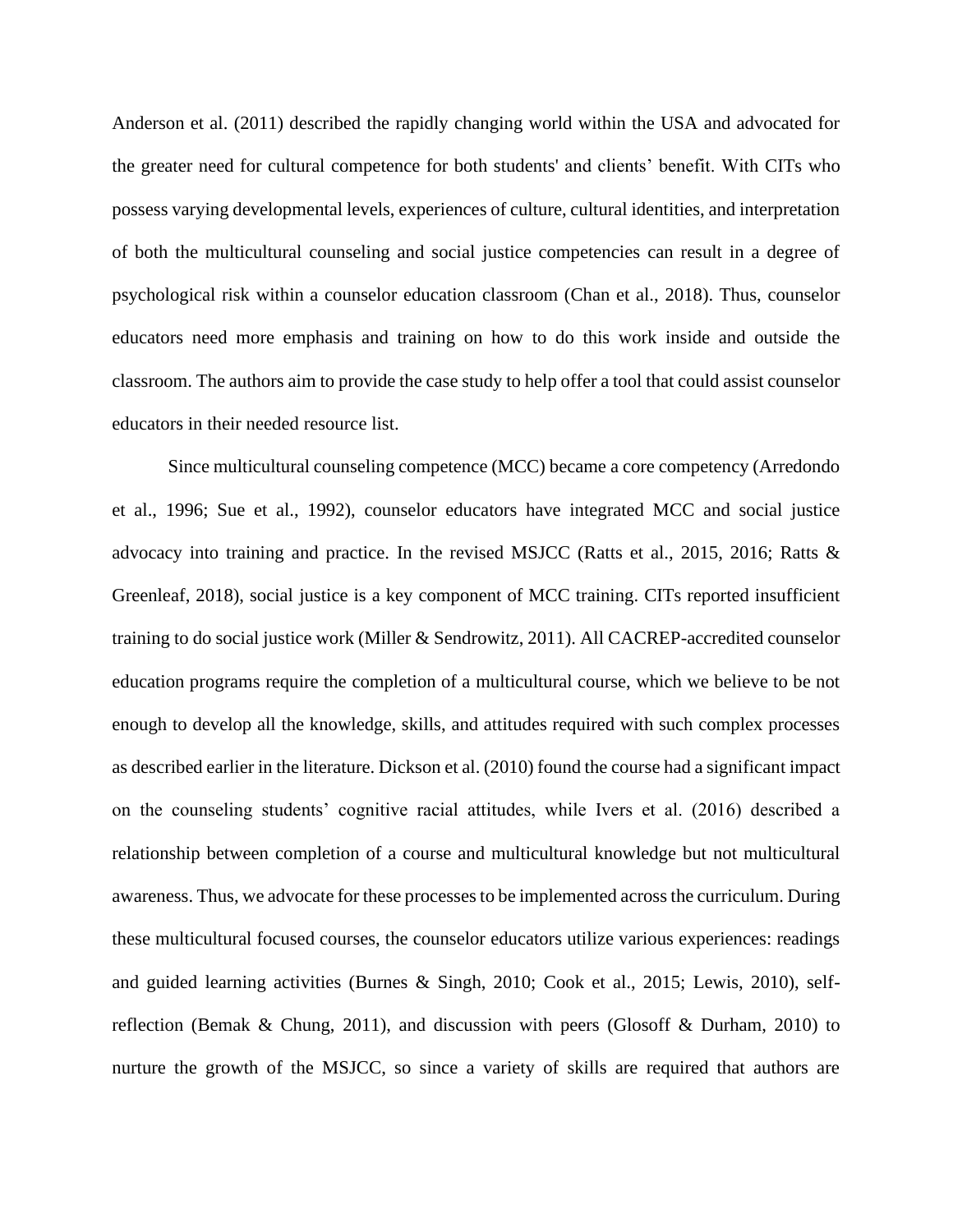Anderson et al. (2011) described the rapidly changing world within the USA and advocated for the greater need for cultural competence for both students' and clients' benefit. With CITs who possess varying developmental levels, experiences of culture, cultural identities, and interpretation of both the multicultural counseling and social justice competencies can result in a degree of psychological risk within a counselor education classroom (Chan et al., 2018). Thus, counselor educators need more emphasis and training on how to do this work inside and outside the classroom. The authors aim to provide the case study to help offer a tool that could assist counselor educators in their needed resource list.

Since multicultural counseling competence (MCC) became a core competency (Arredondo et al., 1996; Sue et al., 1992), counselor educators have integrated MCC and social justice advocacy into training and practice. In the revised MSJCC (Ratts et al., 2015, 2016; Ratts & Greenleaf, 2018), social justice is a key component of MCC training. CITs reported insufficient training to do social justice work (Miller & Sendrowitz, 2011). All CACREP-accredited counselor education programs require the completion of a multicultural course, which we believe to be not enough to develop all the knowledge, skills, and attitudes required with such complex processes as described earlier in the literature. Dickson et al. (2010) found the course had a significant impact on the counseling students' cognitive racial attitudes, while Ivers et al. (2016) described a relationship between completion of a course and multicultural knowledge but not multicultural awareness. Thus, we advocate for these processes to be implemented across the curriculum. During these multicultural focused courses, the counselor educators utilize various experiences: readings and guided learning activities (Burnes & Singh, 2010; Cook et al., 2015; Lewis, 2010), self-reflection (Bemak & Chung, 2011), and discussion with peers (Glosoff & Durham, 2010) to nurture the growth of the MSJCC, so since a variety of skills are required that authors are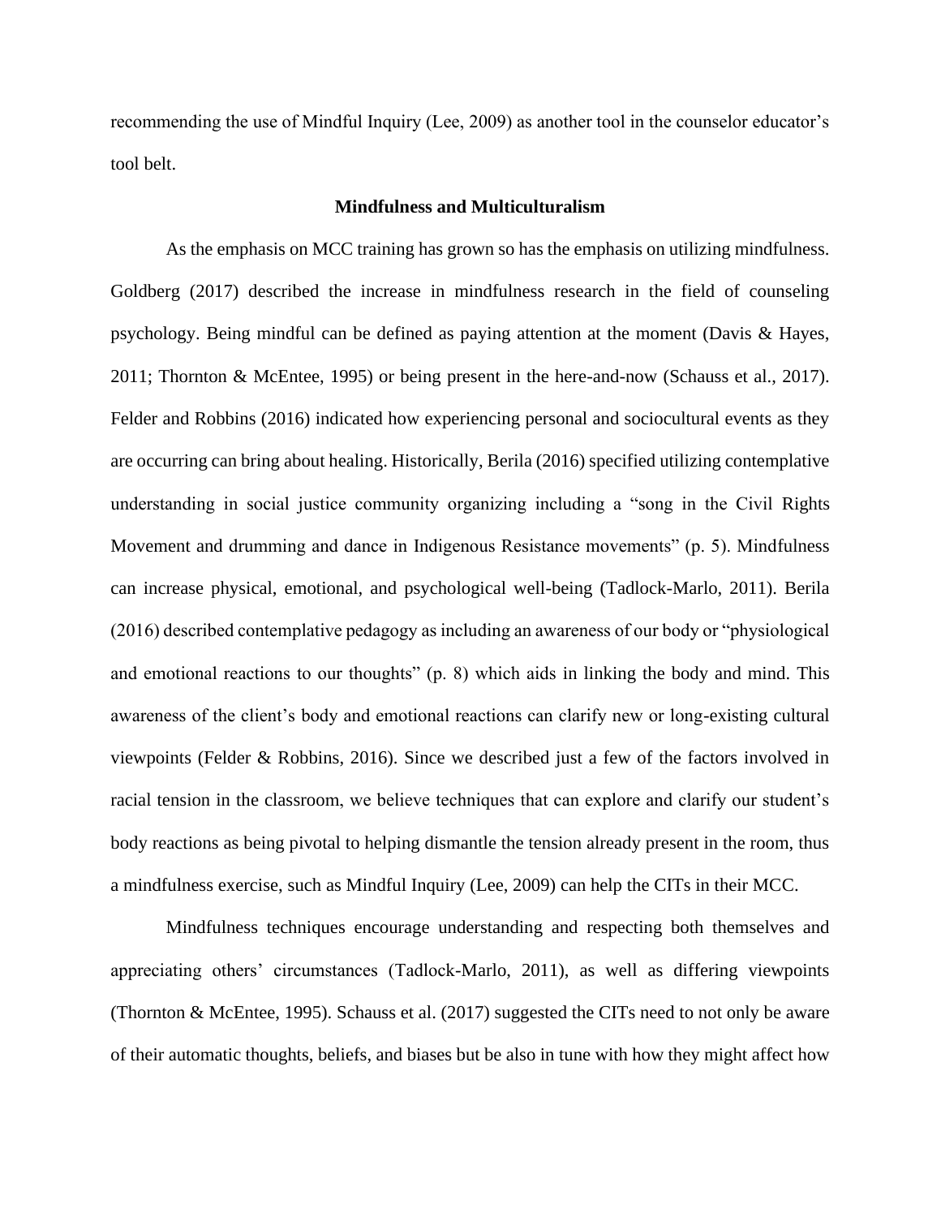recommending the use of Mindful Inquiry (Lee, 2009) as another tool in the counselor educator's tool belt.

## Mindfulness and Multiculturalism

As the emphasis on MCC training has grown so has the emphasis on utilizing mindfulness. Goldberg (2017) described the increase in mindfulness research in the field of counseling psychology. Being mindful can be defined as paying attention at the moment (Davis & Hayes, 2011; Thornton & McEntee, 1995) or being present in the here-and-now (Schauss et al., 2017). Felder and Robbins (2016) indicated how experiencing personal and sociocultural events as they are occurring can bring about healing. Historically, Berila (2016) specified utilizing contemplative understanding in social justice community organizing including a "song in the Civil Rights Movement and drumming and dance in Indigenous Resistance movements" (p. 5). Mindfulness can increase physical, emotional, and psychological well-being (Tadlock-Marlo, 2011). Berila (2016) described contemplative pedagogy as including an awareness of our body or "physiological and emotional reactions to our thoughts" (p. 8) which aids in linking the body and mind. This awareness of the client's body and emotional reactions can clarify new or long-existing cultural viewpoints (Felder & Robbins, 2016). Since we described just a few of the factors involved in racial tension in the classroom, we believe techniques that can explore and clarify our student's body reactions as being pivotal to helping dismantle the tension already present in the room, thus a mindfulness exercise, such as Mindful Inquiry (Lee, 2009) can help the CITs in their MCC.

Mindfulness techniques encourage understanding and respecting both themselves and appreciating others' circumstances (Tadlock-Marlo, 2011), as well as differing viewpoints (Thornton & McEntee, 1995). Schauss et al. (2017) suggested the CITs need to not only be aware of their automatic thoughts, beliefs, and biases but be also in tune with how they might affect how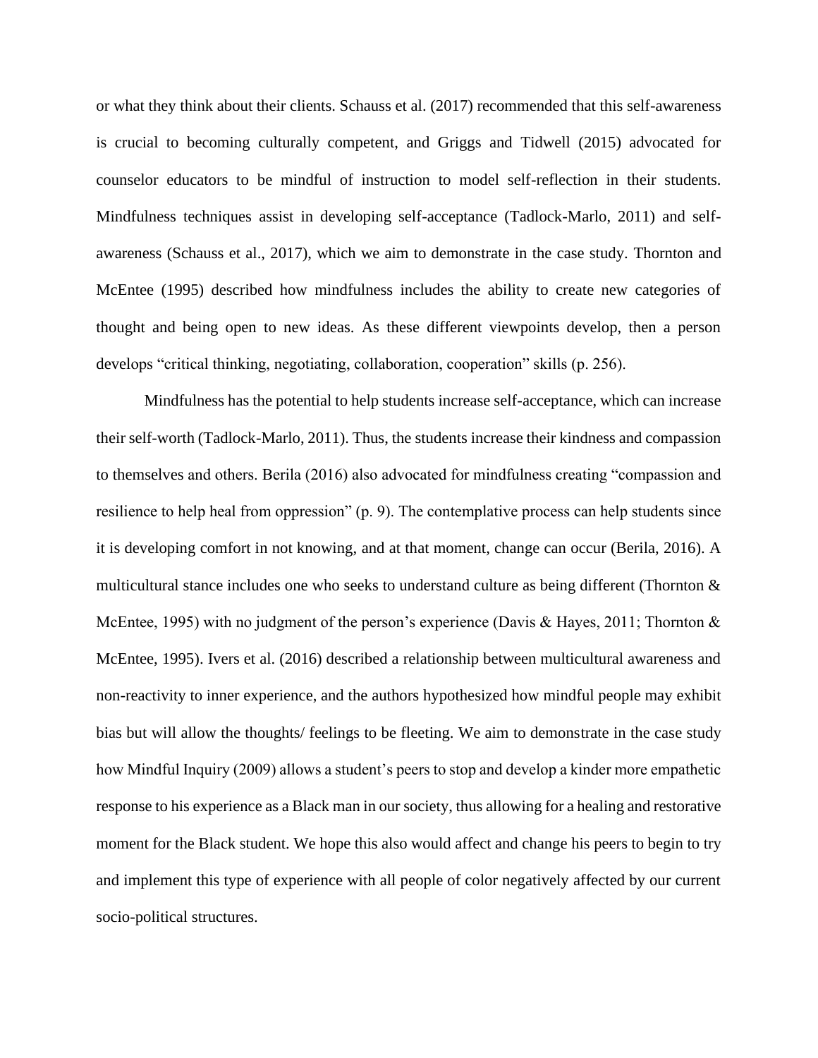or what they think about their clients. Schauss et al. (2017) recommended that this self-awareness is crucial to becoming culturally competent, and Griggs and Tidwell (2015) advocated for counselor educators to be mindful of instruction to model self-reflection in their students. Mindfulness techniques assist in developing self-acceptance (Tadlock-Marlo, 2011) and self-awareness (Schauss et al., 2017), which we aim to demonstrate in the case study. Thornton and McEntee (1995) described how mindfulness includes the ability to create new categories of thought and being open to new ideas. As these different viewpoints develop, then a person develops "critical thinking, negotiating, collaboration, cooperation" skills (p. 256).

Mindfulness has the potential to help students increase self-acceptance, which can increase their self-worth (Tadlock-Marlo, 2011). Thus, the students increase their kindness and compassion to themselves and others. Berila (2016) also advocated for mindfulness creating "compassion and resilience to help heal from oppression" (p. 9). The contemplative process can help students since it is developing comfort in not knowing, and at that moment, change can occur (Berila, 2016). A multicultural stance includes one who seeks to understand culture as being different (Thornton & McEntee, 1995) with no judgment of the person's experience (Davis & Hayes, 2011; Thornton & McEntee, 1995). Ivers et al. (2016) described a relationship between multicultural awareness and non-reactivity to inner experience, and the authors hypothesized how mindful people may exhibit bias but will allow the thoughts/ feelings to be fleeting. We aim to demonstrate in the case study how Mindful Inquiry (2009) allows a student's peers to stop and develop a kinder more empathetic response to his experience as a Black man in our society, thus allowing for a healing and restorative moment for the Black student. We hope this also would affect and change his peers to begin to try and implement this type of experience with all people of color negatively affected by our current socio-political structures.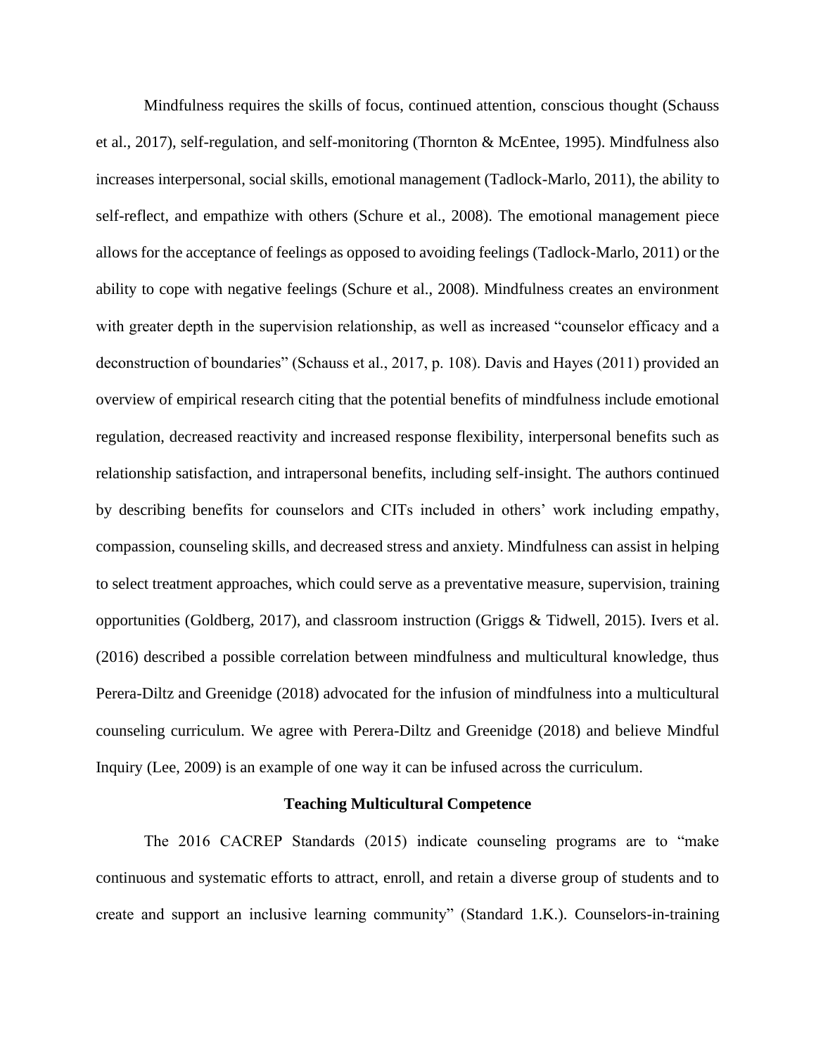Mindfulness requires the skills of focus, continued attention, conscious thought (Schauss et al., 2017), self-regulation, and self-monitoring (Thornton & McEntee, 1995). Mindfulness also increases interpersonal, social skills, emotional management (Tadlock-Marlo, 2011), the ability to self-reflect, and empathize with others (Schure et al., 2008). The emotional management piece allows for the acceptance of feelings as opposed to avoiding feelings (Tadlock-Marlo, 2011) or the ability to cope with negative feelings (Schure et al., 2008). Mindfulness creates an environment with greater depth in the supervision relationship, as well as increased "counselor efficacy and a deconstruction of boundaries" (Schauss et al., 2017, p. 108). Davis and Hayes (2011) provided an overview of empirical research citing that the potential benefits of mindfulness include emotional regulation, decreased reactivity and increased response flexibility, interpersonal benefits such as relationship satisfaction, and intrapersonal benefits, including self-insight. The authors continued by describing benefits for counselors and CITs included in others' work including empathy, compassion, counseling skills, and decreased stress and anxiety. Mindfulness can assist in helping to select treatment approaches, which could serve as a preventative measure, supervision, training opportunities (Goldberg, 2017), and classroom instruction (Griggs & Tidwell, 2015). Ivers et al. (2016) described a possible correlation between mindfulness and multicultural knowledge, thus Perera-Diltz and Greenidge (2018) advocated for the infusion of mindfulness into a multicultural counseling curriculum. We agree with Perera-Diltz and Greenidge (2018) and believe Mindful Inquiry (Lee, 2009) is an example of one way it can be infused across the curriculum.

## Teaching Multicultural Competence

The 2016 CACREP Standards (2015) indicate counseling programs are to "make continuous and systematic efforts to attract, enroll, and retain a diverse group of students and to create and support an inclusive learning community" (Standard 1.K.). Counselors-in-training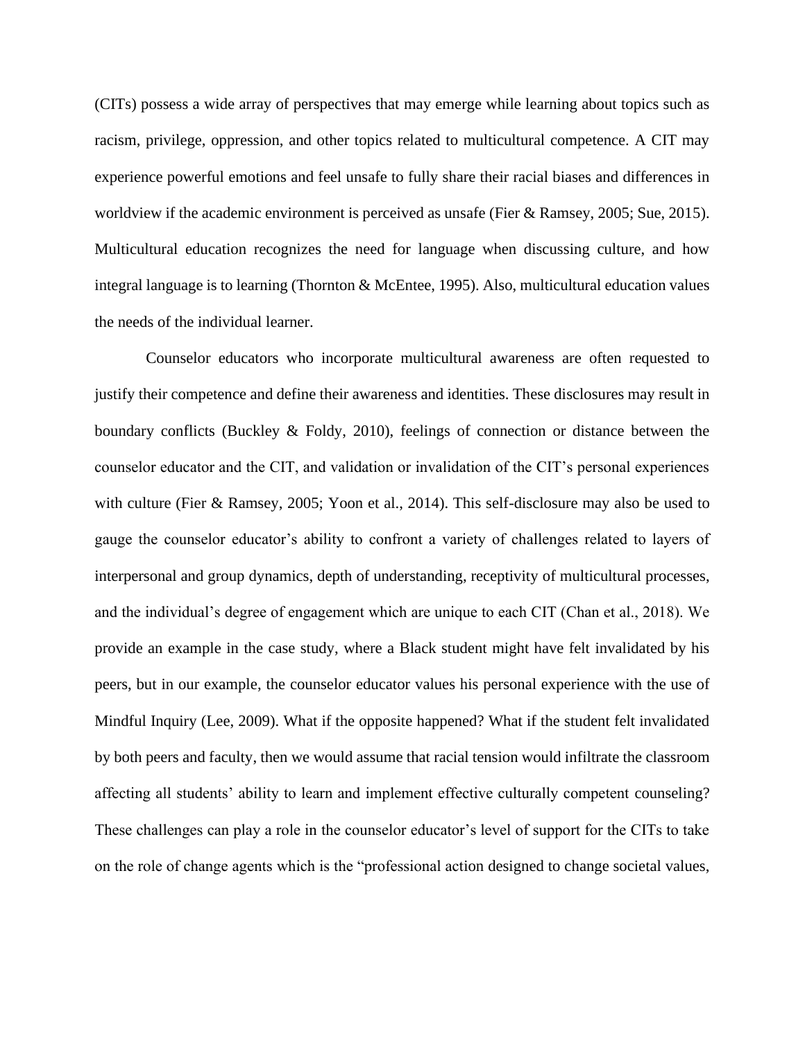(CITs) possess a wide array of perspectives that may emerge while learning about topics such as racism, privilege, oppression, and other topics related to multicultural competence. A CIT may experience powerful emotions and feel unsafe to fully share their racial biases and differences in worldview if the academic environment is perceived as unsafe (Fier & Ramsey, 2005; Sue, 2015). Multicultural education recognizes the need for language when discussing culture, and how integral language is to learning (Thornton & McEntee, 1995). Also, multicultural education values the needs of the individual learner.

Counselor educators who incorporate multicultural awareness are often requested to justify their competence and define their awareness and identities. These disclosures may result in boundary conflicts (Buckley & Foldy, 2010), feelings of connection or distance between the counselor educator and the CIT, and validation or invalidation of the CIT's personal experiences with culture (Fier & Ramsey, 2005; Yoon et al., 2014). This self-disclosure may also be used to gauge the counselor educator's ability to confront a variety of challenges related to layers of interpersonal and group dynamics, depth of understanding, receptivity of multicultural processes, and the individual's degree of engagement which are unique to each CIT (Chan et al., 2018). We provide an example in the case study, where a Black student might have felt invalidated by his peers, but in our example, the counselor educator values his personal experience with the use of Mindful Inquiry (Lee, 2009). What if the opposite happened? What if the student felt invalidated by both peers and faculty, then we would assume that racial tension would infiltrate the classroom affecting all students' ability to learn and implement effective culturally competent counseling? These challenges can play a role in the counselor educator's level of support for the CITs to take on the role of change agents which is the "professional action designed to change societal values,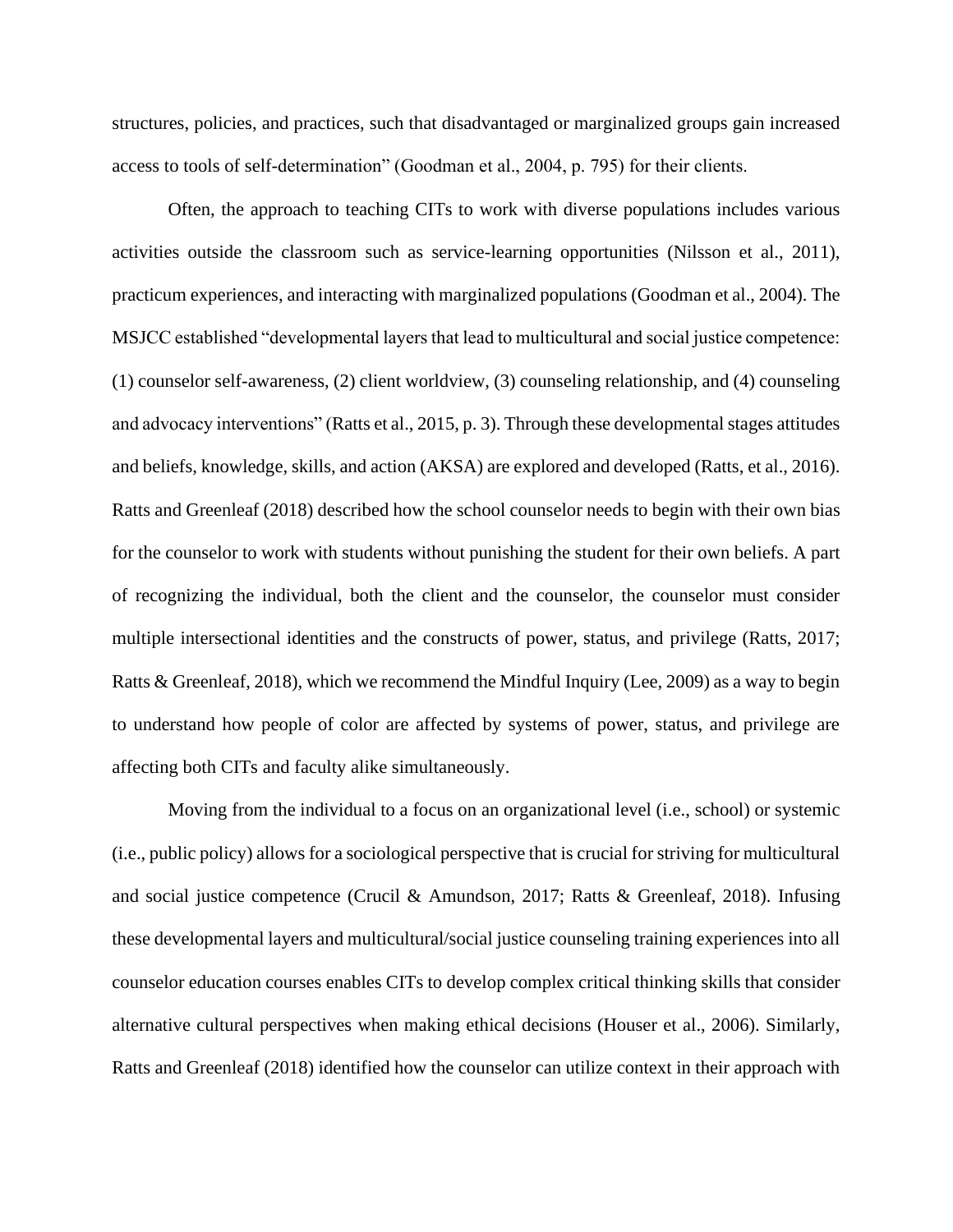structures, policies, and practices, such that disadvantaged or marginalized groups gain increased access to tools of self-determination" (Goodman et al., 2004, p. 795) for their clients.

Often, the approach to teaching CITs to work with diverse populations includes various activities outside the classroom such as service-learning opportunities (Nilsson et al., 2011), practicum experiences, and interacting with marginalized populations (Goodman et al., 2004). The MSJCC established "developmental layers that lead to multicultural and social justice competence: (1) counselor self-awareness, (2) client worldview, (3) counseling relationship, and (4) counseling and advocacy interventions" (Ratts et al., 2015, p. 3). Through these developmental stages attitudes and beliefs, knowledge, skills, and action (AKSA) are explored and developed (Ratts, et al., 2016). Ratts and Greenleaf (2018) described how the school counselor needs to begin with their own bias for the counselor to work with students without punishing the student for their own beliefs. A part of recognizing the individual, both the client and the counselor, the counselor must consider multiple intersectional identities and the constructs of power, status, and privilege (Ratts, 2017; Ratts & Greenleaf, 2018), which we recommend the Mindful Inquiry (Lee, 2009) as a way to begin to understand how people of color are affected by systems of power, status, and privilege are affecting both CITs and faculty alike simultaneously.

Moving from the individual to a focus on an organizational level (i.e., school) or systemic (i.e., public policy) allows for a sociological perspective that is crucial for striving for multicultural and social justice competence (Crucil & Amundson, 2017; Ratts & Greenleaf, 2018). Infusing these developmental layers and multicultural/social justice counseling training experiences into all counselor education courses enables CITs to develop complex critical thinking skills that consider alternative cultural perspectives when making ethical decisions (Houser et al., 2006). Similarly, Ratts and Greenleaf (2018) identified how the counselor can utilize context in their approach with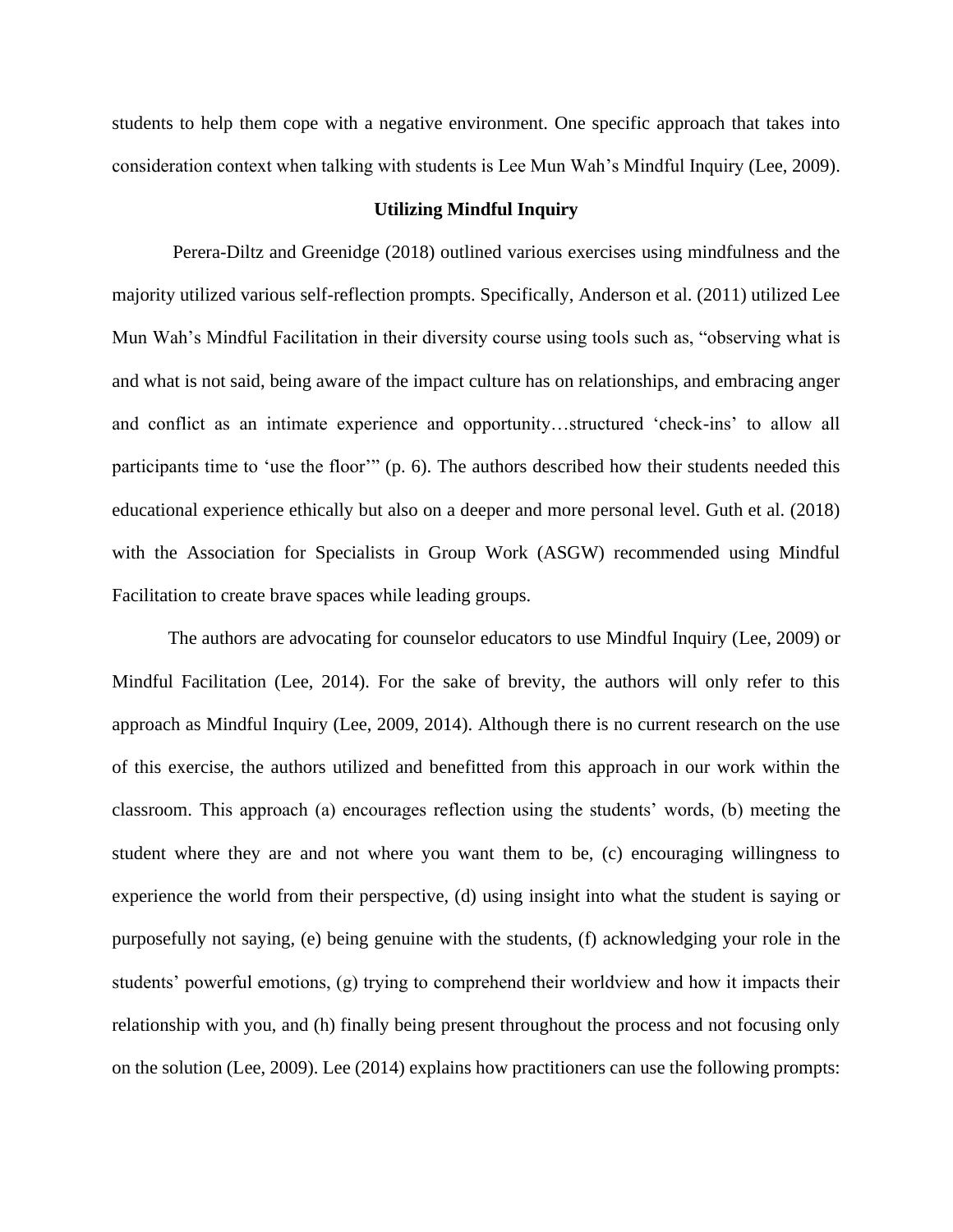students to help them cope with a negative environment. One specific approach that takes into consideration context when talking with students is Lee Mun Wah's Mindful Inquiry (Lee, 2009).

## Utilizing Mindful Inquiry

Perera-Diltz and Greenidge (2018) outlined various exercises using mindfulness and the majority utilized various self-reflection prompts. Specifically, Anderson et al. (2011) utilized Lee Mun Wah's Mindful Facilitation in their diversity course using tools such as, "observing what is and what is not said, being aware of the impact culture has on relationships, and embracing anger and conflict as an intimate experience and opportunity…structured 'check-ins' to allow all participants time to 'use the floor'" (p. 6). The authors described how their students needed this educational experience ethically but also on a deeper and more personal level. Guth et al. (2018) with the Association for Specialists in Group Work (ASGW) recommended using Mindful Facilitation to create brave spaces while leading groups.

The authors are advocating for counselor educators to use Mindful Inquiry (Lee, 2009) or Mindful Facilitation (Lee, 2014). For the sake of brevity, the authors will only refer to this approach as Mindful Inquiry (Lee, 2009, 2014). Although there is no current research on the use of this exercise, the authors utilized and benefitted from this approach in our work within the classroom. This approach (a) encourages reflection using the students' words, (b) meeting the student where they are and not where you want them to be, (c) encouraging willingness to experience the world from their perspective, (d) using insight into what the student is saying or purposefully not saying, (e) being genuine with the students, (f) acknowledging your role in the students' powerful emotions, (g) trying to comprehend their worldview and how it impacts their relationship with you, and (h) finally being present throughout the process and not focusing only on the solution (Lee, 2009). Lee (2014) explains how practitioners can use the following prompts: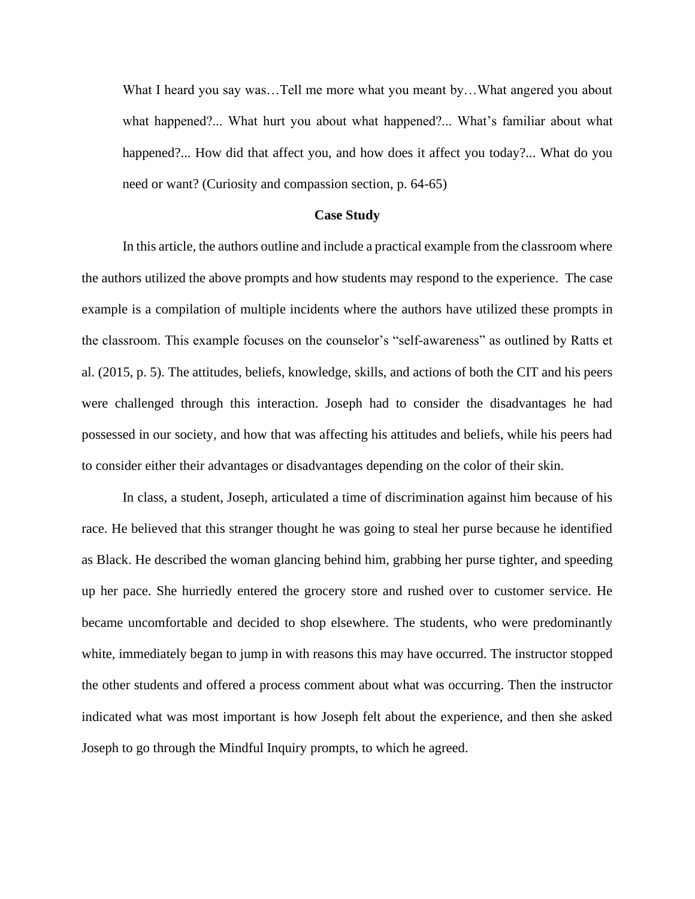> What I heard you say was…Tell me more what you meant by…What angered you about what happened?... What hurt you about what happened?... What's familiar about what happened?... How did that affect you, and how does it affect you today?... What do you need or want? (Curiosity and compassion section, p. 64-65)

**Case Study**

In this article, the authors outline and include a practical example from the classroom where the authors utilized the above prompts and how students may respond to the experience. The case example is a compilation of multiple incidents where the authors have utilized these prompts in the classroom. This example focuses on the counselor's "self-awareness" as outlined by Ratts et al. (2015, p. 5). The attitudes, beliefs, knowledge, skills, and actions of both the CIT and his peers were challenged through this interaction. Joseph had to consider the disadvantages he had possessed in our society, and how that was affecting his attitudes and beliefs, while his peers had to consider either their advantages or disadvantages depending on the color of their skin.

In class, a student, Joseph, articulated a time of discrimination against him because of his race. He believed that this stranger thought he was going to steal her purse because he identified as Black. He described the woman glancing behind him, grabbing her purse tighter, and speeding up her pace. She hurriedly entered the grocery store and rushed over to customer service. He became uncomfortable and decided to shop elsewhere. The students, who were predominantly white, immediately began to jump in with reasons this may have occurred. The instructor stopped the other students and offered a process comment about what was occurring. Then the instructor indicated what was most important is how Joseph felt about the experience, and then she asked Joseph to go through the Mindful Inquiry prompts, to which he agreed.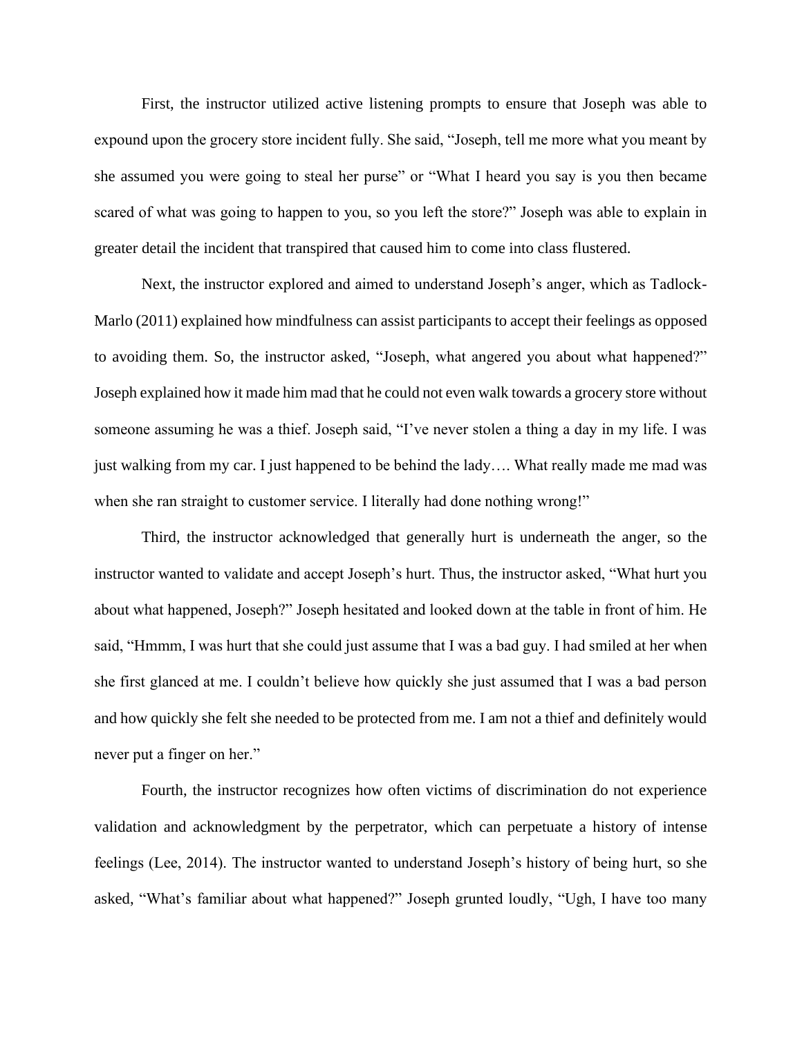First, the instructor utilized active listening prompts to ensure that Joseph was able to expound upon the grocery store incident fully. She said, "Joseph, tell me more what you meant by she assumed you were going to steal her purse" or "What I heard you say is you then became scared of what was going to happen to you, so you left the store?" Joseph was able to explain in greater detail the incident that transpired that caused him to come into class flustered.

Next, the instructor explored and aimed to understand Joseph's anger, which as Tadlock-Marlo (2011) explained how mindfulness can assist participants to accept their feelings as opposed to avoiding them. So, the instructor asked, "Joseph, what angered you about what happened?" Joseph explained how it made him mad that he could not even walk towards a grocery store without someone assuming he was a thief. Joseph said, "I've never stolen a thing a day in my life. I was just walking from my car. I just happened to be behind the lady…. What really made me mad was when she ran straight to customer service. I literally had done nothing wrong!"

Third, the instructor acknowledged that generally hurt is underneath the anger, so the instructor wanted to validate and accept Joseph's hurt. Thus, the instructor asked, "What hurt you about what happened, Joseph?" Joseph hesitated and looked down at the table in front of him. He said, "Hmmm, I was hurt that she could just assume that I was a bad guy. I had smiled at her when she first glanced at me. I couldn't believe how quickly she just assumed that I was a bad person and how quickly she felt she needed to be protected from me. I am not a thief and definitely would never put a finger on her."

Fourth, the instructor recognizes how often victims of discrimination do not experience validation and acknowledgment by the perpetrator, which can perpetuate a history of intense feelings (Lee, 2014). The instructor wanted to understand Joseph's history of being hurt, so she asked, "What's familiar about what happened?" Joseph grunted loudly, "Ugh, I have too many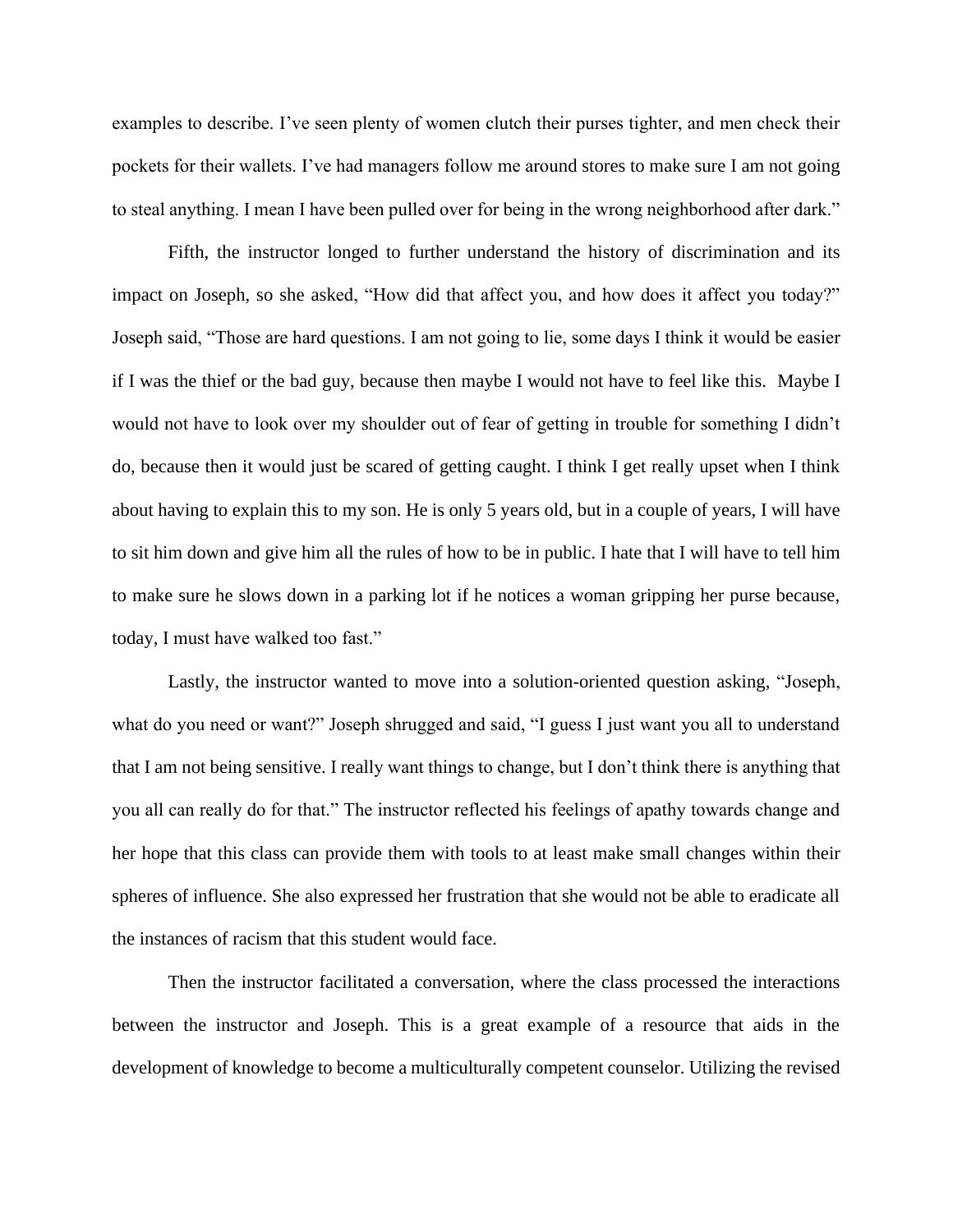examples to describe. I've seen plenty of women clutch their purses tighter, and men check their pockets for their wallets. I've had managers follow me around stores to make sure I am not going to steal anything. I mean I have been pulled over for being in the wrong neighborhood after dark."

Fifth, the instructor longed to further understand the history of discrimination and its impact on Joseph, so she asked, "How did that affect you, and how does it affect you today?" Joseph said, "Those are hard questions. I am not going to lie, some days I think it would be easier if I was the thief or the bad guy, because then maybe I would not have to feel like this. Maybe I would not have to look over my shoulder out of fear of getting in trouble for something I didn't do, because then it would just be scared of getting caught. I think I get really upset when I think about having to explain this to my son. He is only 5 years old, but in a couple of years, I will have to sit him down and give him all the rules of how to be in public. I hate that I will have to tell him to make sure he slows down in a parking lot if he notices a woman gripping her purse because, today, I must have walked too fast."

Lastly, the instructor wanted to move into a solution-oriented question asking, "Joseph, what do you need or want?" Joseph shrugged and said, "I guess I just want you all to understand that I am not being sensitive. I really want things to change, but I don't think there is anything that you all can really do for that." The instructor reflected his feelings of apathy towards change and her hope that this class can provide them with tools to at least make small changes within their spheres of influence. She also expressed her frustration that she would not be able to eradicate all the instances of racism that this student would face.

Then the instructor facilitated a conversation, where the class processed the interactions between the instructor and Joseph. This is a great example of a resource that aids in the development of knowledge to become a multiculturally competent counselor. Utilizing the revised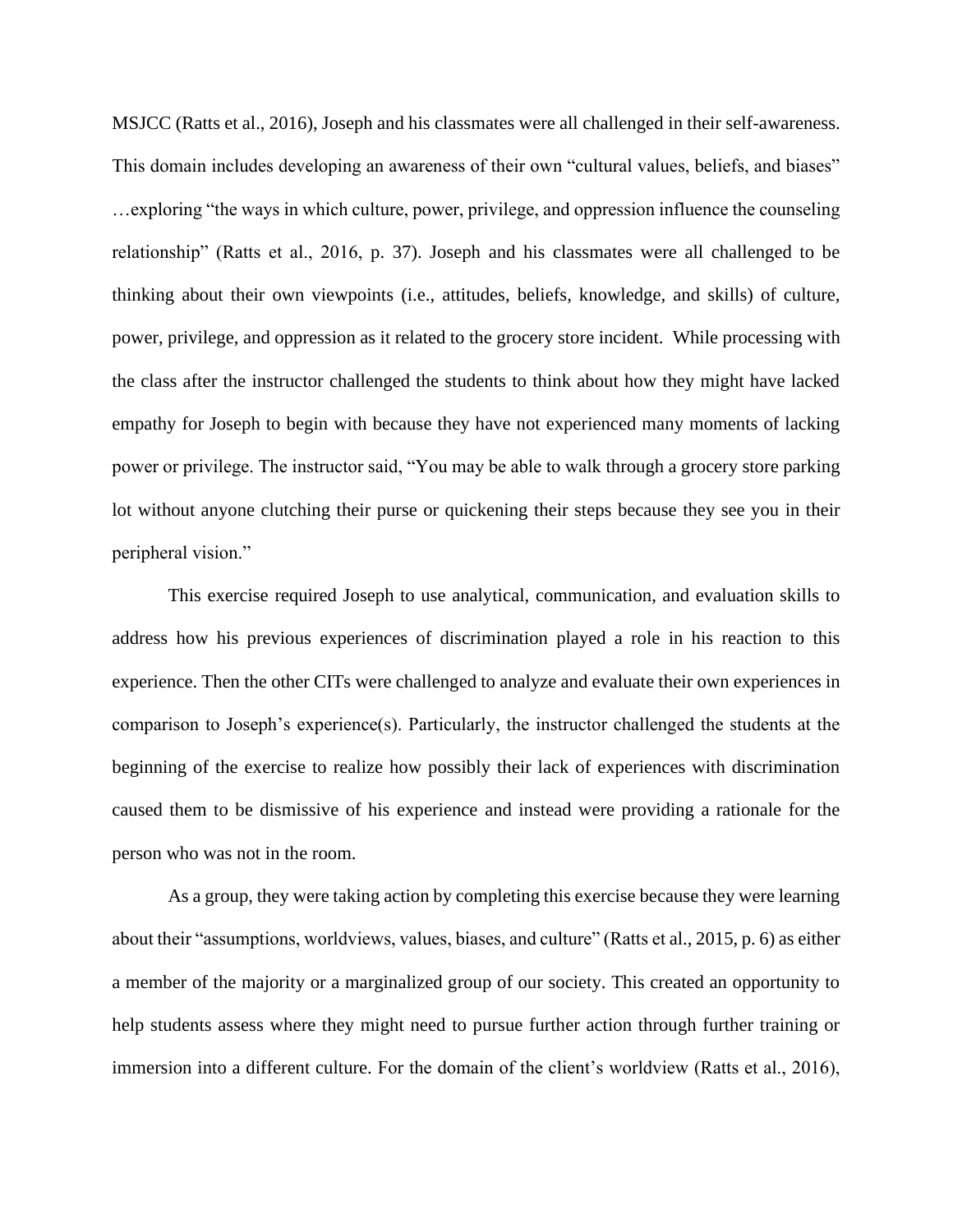MSJCC (Ratts et al., 2016), Joseph and his classmates were all challenged in their self-awareness. This domain includes developing an awareness of their own "cultural values, beliefs, and biases" …exploring "the ways in which culture, power, privilege, and oppression influence the counseling relationship" (Ratts et al., 2016, p. 37). Joseph and his classmates were all challenged to be thinking about their own viewpoints (i.e., attitudes, beliefs, knowledge, and skills) of culture, power, privilege, and oppression as it related to the grocery store incident. While processing with the class after the instructor challenged the students to think about how they might have lacked empathy for Joseph to begin with because they have not experienced many moments of lacking power or privilege. The instructor said, "You may be able to walk through a grocery store parking lot without anyone clutching their purse or quickening their steps because they see you in their peripheral vision."

This exercise required Joseph to use analytical, communication, and evaluation skills to address how his previous experiences of discrimination played a role in his reaction to this experience. Then the other CITs were challenged to analyze and evaluate their own experiences in comparison to Joseph's experience(s). Particularly, the instructor challenged the students at the beginning of the exercise to realize how possibly their lack of experiences with discrimination caused them to be dismissive of his experience and instead were providing a rationale for the person who was not in the room.

As a group, they were taking action by completing this exercise because they were learning about their "assumptions, worldviews, values, biases, and culture" (Ratts et al., 2015, p. 6) as either a member of the majority or a marginalized group of our society. This created an opportunity to help students assess where they might need to pursue further action through further training or immersion into a different culture. For the domain of the client's worldview (Ratts et al., 2016),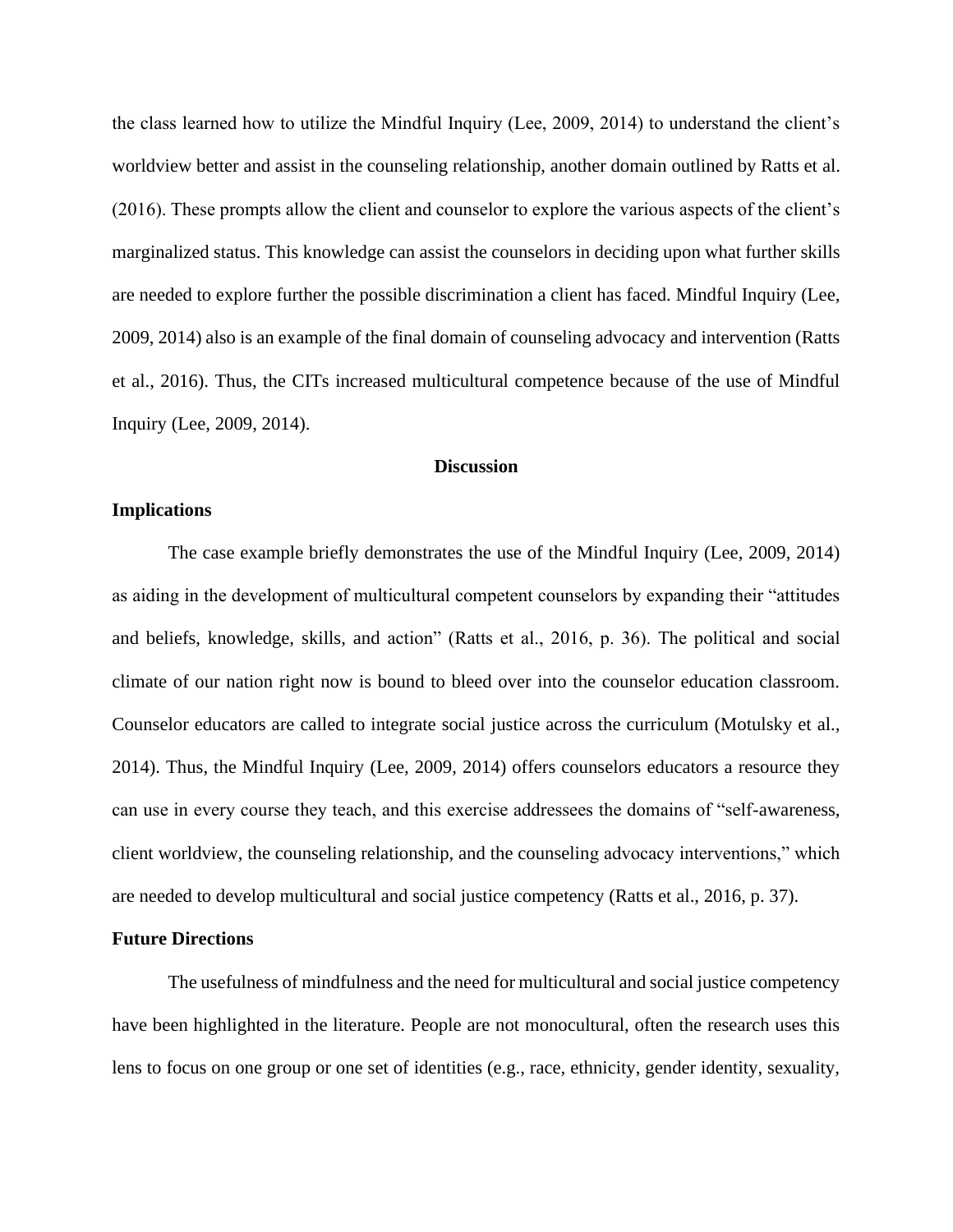the class learned how to utilize the Mindful Inquiry (Lee, 2009, 2014) to understand the client's worldview better and assist in the counseling relationship, another domain outlined by Ratts et al. (2016). These prompts allow the client and counselor to explore the various aspects of the client's marginalized status. This knowledge can assist the counselors in deciding upon what further skills are needed to explore further the possible discrimination a client has faced. Mindful Inquiry (Lee, 2009, 2014) also is an example of the final domain of counseling advocacy and intervention (Ratts et al., 2016). Thus, the CITs increased multicultural competence because of the use of Mindful Inquiry (Lee, 2009, 2014).

## Discussion

### Implications

The case example briefly demonstrates the use of the Mindful Inquiry (Lee, 2009, 2014) as aiding in the development of multicultural competent counselors by expanding their "attitudes and beliefs, knowledge, skills, and action" (Ratts et al., 2016, p. 36). The political and social climate of our nation right now is bound to bleed over into the counselor education classroom. Counselor educators are called to integrate social justice across the curriculum (Motulsky et al., 2014). Thus, the Mindful Inquiry (Lee, 2009, 2014) offers counselors educators a resource they can use in every course they teach, and this exercise addressees the domains of "self-awareness, client worldview, the counseling relationship, and the counseling advocacy interventions," which are needed to develop multicultural and social justice competency (Ratts et al., 2016, p. 37).

### Future Directions

The usefulness of mindfulness and the need for multicultural and social justice competency have been highlighted in the literature. People are not monocultural, often the research uses this lens to focus on one group or one set of identities (e.g., race, ethnicity, gender identity, sexuality,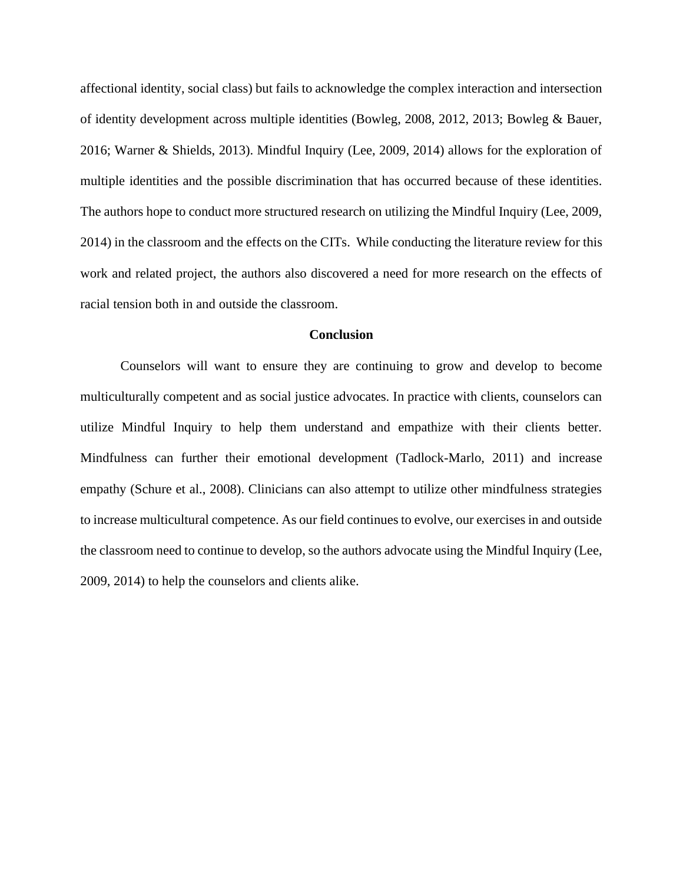affectional identity, social class) but fails to acknowledge the complex interaction and intersection of identity development across multiple identities (Bowleg, 2008, 2012, 2013; Bowleg & Bauer, 2016; Warner & Shields, 2013). Mindful Inquiry (Lee, 2009, 2014) allows for the exploration of multiple identities and the possible discrimination that has occurred because of these identities. The authors hope to conduct more structured research on utilizing the Mindful Inquiry (Lee, 2009, 2014) in the classroom and the effects on the CITs. While conducting the literature review for this work and related project, the authors also discovered a need for more research on the effects of racial tension both in and outside the classroom.

## Conclusion

Counselors will want to ensure they are continuing to grow and develop to become multiculturally competent and as social justice advocates. In practice with clients, counselors can utilize Mindful Inquiry to help them understand and empathize with their clients better. Mindfulness can further their emotional development (Tadlock-Marlo, 2011) and increase empathy (Schure et al., 2008). Clinicians can also attempt to utilize other mindfulness strategies to increase multicultural competence. As our field continues to evolve, our exercises in and outside the classroom need to continue to develop, so the authors advocate using the Mindful Inquiry (Lee, 2009, 2014) to help the counselors and clients alike.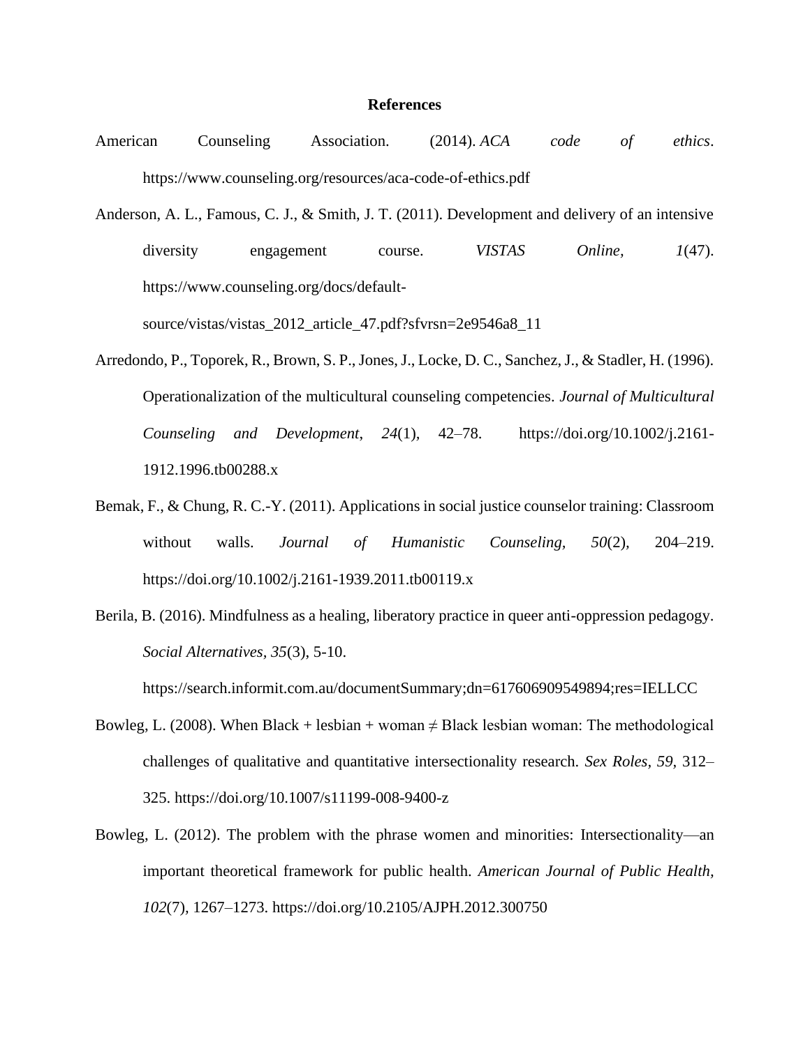# References

American Counseling Association. (2014). *ACA code of ethics*. https://www.counseling.org/resources/aca-code-of-ethics.pdf

Anderson, A. L., Famous, C. J., & Smith, J. T. (2011). Development and delivery of an intensive diversity engagement course. *VISTAS Online*, *1*(47). https://www.counseling.org/docs/default-source/vistas/vistas_2012_article_47.pdf?sfvrsn=2e9546a8_11

Arredondo, P., Toporek, R., Brown, S. P., Jones, J., Locke, D. C., Sanchez, J., & Stadler, H. (1996). Operationalization of the multicultural counseling competencies. *Journal of Multicultural Counseling and Development*, *24*(1), 42–78. https://doi.org/10.1002/j.2161-1912.1996.tb00288.x

Bemak, F., & Chung, R. C.-Y. (2011). Applications in social justice counselor training: Classroom without walls. *Journal of Humanistic Counseling, 50*(2), 204–219. https://doi.org/10.1002/j.2161-1939.2011.tb00119.x

Berila, B. (2016). Mindfulness as a healing, liberatory practice in queer anti-oppression pedagogy. *Social Alternatives, 35*(3), 5-10. https://search.informit.com.au/documentSummary;dn=617606909549894;res=IELLCC

Bowleg, L. (2008). When Black + lesbian + woman ≠ Black lesbian woman: The methodological challenges of qualitative and quantitative intersectionality research. *Sex Roles, 59,* 312–325. https://doi.org/10.1007/s11199-008-9400-z

Bowleg, L. (2012). The problem with the phrase women and minorities: Intersectionality—an important theoretical framework for public health. *American Journal of Public Health, 102*(7), 1267–1273. https://doi.org/10.2105/AJPH.2012.300750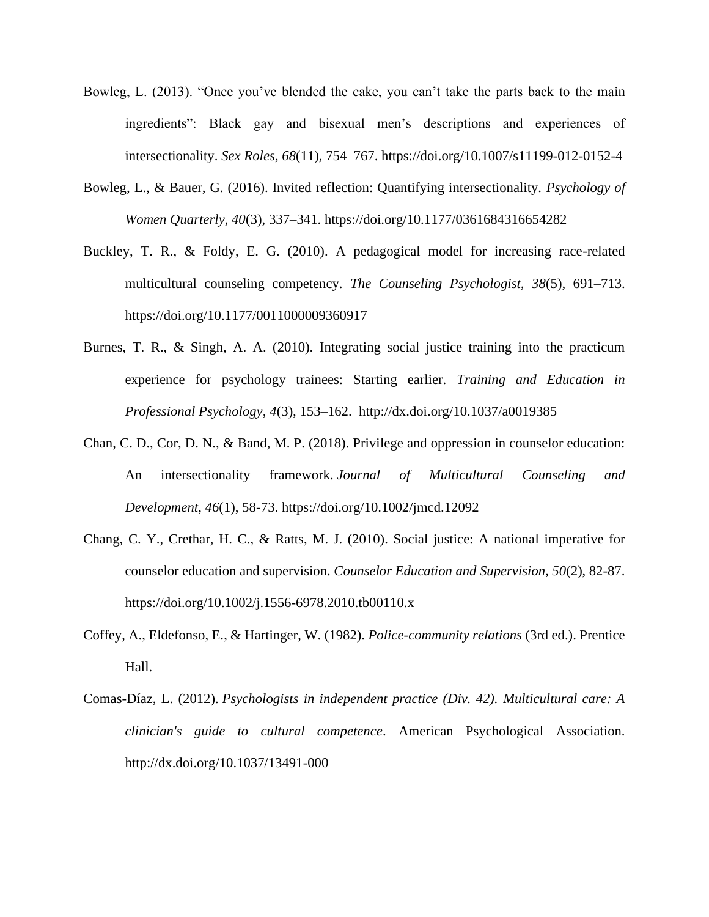Bowleg, L. (2013). "Once you've blended the cake, you can't take the parts back to the main ingredients": Black gay and bisexual men's descriptions and experiences of intersectionality. *Sex Roles*, *68*(11), 754–767. https://doi.org/10.1007/s11199-012-0152-4

Bowleg, L., & Bauer, G. (2016). Invited reflection: Quantifying intersectionality. *Psychology of Women Quarterly*, *40*(3), 337–341. https://doi.org/10.1177/0361684316654282

Buckley, T. R., & Foldy, E. G. (2010). A pedagogical model for increasing race-related multicultural counseling competency. *The Counseling Psychologist*, *38*(5), 691–713. https://doi.org/10.1177/0011000009360917

Burnes, T. R., & Singh, A. A. (2010). Integrating social justice training into the practicum experience for psychology trainees: Starting earlier. *Training and Education in Professional Psychology*, *4*(3), 153–162. http://dx.doi.org/10.1037/a0019385

Chan, C. D., Cor, D. N., & Band, M. P. (2018). Privilege and oppression in counselor education: An intersectionality framework. *Journal of Multicultural Counseling and Development*, *46*(1), 58-73. https://doi.org/10.1002/jmcd.12092

Chang, C. Y., Crethar, H. C., & Ratts, M. J. (2010). Social justice: A national imperative for counselor education and supervision. *Counselor Education and Supervision*, *50*(2), 82-87. https://doi.org/10.1002/j.1556-6978.2010.tb00110.x

Coffey, A., Eldefonso, E., & Hartinger, W. (1982). *Police-community relations* (3rd ed.). Prentice Hall.

Comas-Díaz, L. (2012). *Psychologists in independent practice (Div. 42). Multicultural care: A clinician's guide to cultural competence*. American Psychological Association. http://dx.doi.org/10.1037/13491-000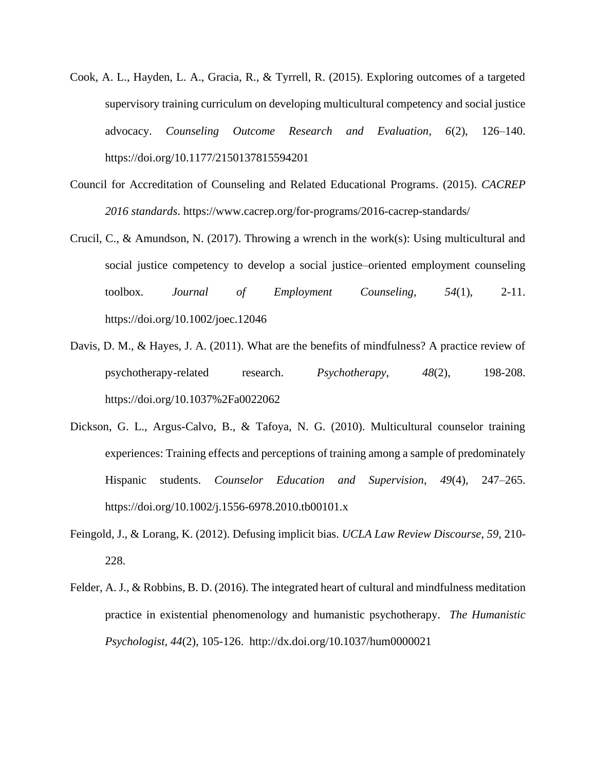Cook, A. L., Hayden, L. A., Gracia, R., & Tyrrell, R. (2015). Exploring outcomes of a targeted supervisory training curriculum on developing multicultural competency and social justice advocacy. *Counseling Outcome Research and Evaluation*, *6*(2), 126–140. https://doi.org/10.1177/2150137815594201

Council for Accreditation of Counseling and Related Educational Programs. (2015). *CACREP 2016 standards*. https://www.cacrep.org/for-programs/2016-cacrep-standards/

Crucil, C., & Amundson, N. (2017). Throwing a wrench in the work(s): Using multicultural and social justice competency to develop a social justice–oriented employment counseling toolbox. *Journal of Employment Counseling*, *54*(1), 2-11. https://doi.org/10.1002/joec.12046

Davis, D. M., & Hayes, J. A. (2011). What are the benefits of mindfulness? A practice review of psychotherapy-related research. *Psychotherapy*, *48*(2), 198-208. https://doi.org/10.1037%2Fa0022062

Dickson, G. L., Argus-Calvo, B., & Tafoya, N. G. (2010). Multicultural counselor training experiences: Training effects and perceptions of training among a sample of predominately Hispanic students. *Counselor Education and Supervision*, *49*(4), 247–265. https://doi.org/10.1002/j.1556-6978.2010.tb00101.x

Feingold, J., & Lorang, K. (2012). Defusing implicit bias. *UCLA Law Review Discourse*, *59*, 210-228.

Felder, A. J., & Robbins, B. D. (2016). The integrated heart of cultural and mindfulness meditation practice in existential phenomenology and humanistic psychotherapy. *The Humanistic Psychologist*, *44*(2), 105-126. http://dx.doi.org/10.1037/hum0000021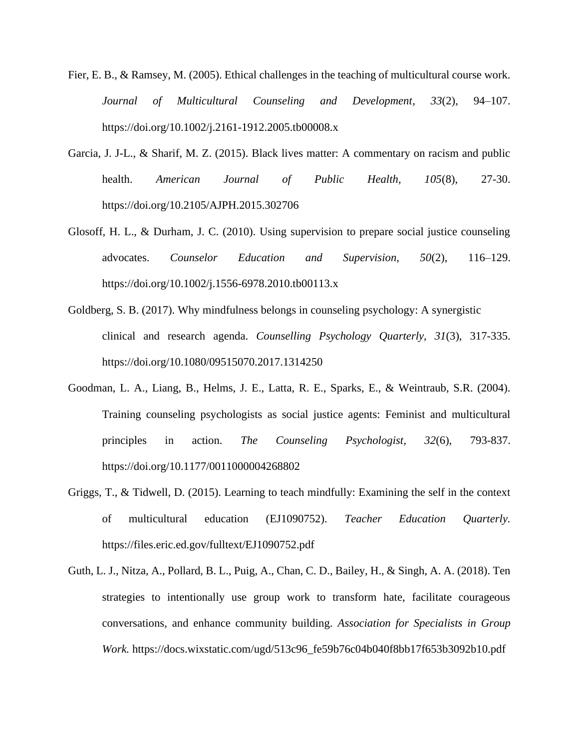Fier, E. B., & Ramsey, M. (2005). Ethical challenges in the teaching of multicultural course work. *Journal of Multicultural Counseling and Development*, *33*(2), 94–107. https://doi.org/10.1002/j.2161-1912.2005.tb00008.x

Garcia, J. J-L., & Sharif, M. Z. (2015). Black lives matter: A commentary on racism and public health. *American Journal of Public Health*, *105*(8), 27-30. https://doi.org/10.2105/AJPH.2015.302706

Glosoff, H. L., & Durham, J. C. (2010). Using supervision to prepare social justice counseling advocates. *Counselor Education and Supervision*, *50*(2), 116–129. https://doi.org/10.1002/j.1556-6978.2010.tb00113.x

Goldberg, S. B. (2017). Why mindfulness belongs in counseling psychology: A synergistic clinical and research agenda. *Counselling Psychology Quarterly*, *31*(3), 317-335. https://doi.org/10.1080/09515070.2017.1314250

Goodman, L. A., Liang, B., Helms, J. E., Latta, R. E., Sparks, E., & Weintraub, S.R. (2004). Training counseling psychologists as social justice agents: Feminist and multicultural principles in action. *The Counseling Psychologist*, *32*(6), 793-837. https://doi.org/10.1177/0011000004268802

Griggs, T., & Tidwell, D. (2015). Learning to teach mindfully: Examining the self in the context of multicultural education (EJ1090752). *Teacher Education Quarterly.* https://files.eric.ed.gov/fulltext/EJ1090752.pdf

Guth, L. J., Nitza, A., Pollard, B. L., Puig, A., Chan, C. D., Bailey, H., & Singh, A. A. (2018). Ten strategies to intentionally use group work to transform hate, facilitate courageous conversations, and enhance community building. *Association for Specialists in Group Work.* https://docs.wixstatic.com/ugd/513c96_fe59b76c04b040f8bb17f653b3092b10.pdf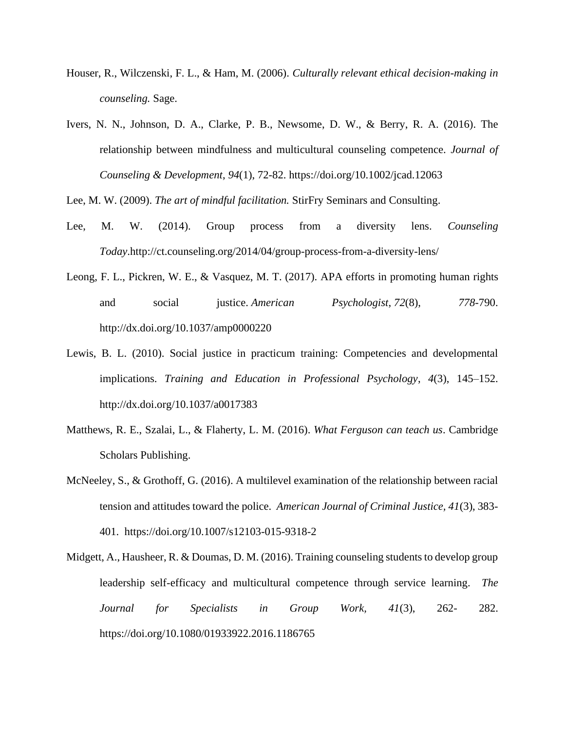Houser, R., Wilczenski, F. L., & Ham, M. (2006). *Culturally relevant ethical decision-making in counseling.* Sage.

Ivers, N. N., Johnson, D. A., Clarke, P. B., Newsome, D. W., & Berry, R. A. (2016). The relationship between mindfulness and multicultural counseling competence. *Journal of Counseling & Development*, *94*(1), 72-82. https://doi.org/10.1002/jcad.12063

Lee, M. W. (2009). *The art of mindful facilitation.* StirFry Seminars and Consulting.

Lee, M. W. (2014). Group process from a diversity lens. *Counseling Today*.http://ct.counseling.org/2014/04/group-process-from-a-diversity-lens/

Leong, F. L., Pickren, W. E., & Vasquez, M. T. (2017). APA efforts in promoting human rights and social justice. *American Psychologist*, *72*(8), *778*-790. http://dx.doi.org/10.1037/amp0000220

Lewis, B. L. (2010). Social justice in practicum training: Competencies and developmental implications. *Training and Education in Professional Psychology*, *4*(3), 145–152. http://dx.doi.org/10.1037/a0017383

Matthews, R. E., Szalai, L., & Flaherty, L. M. (2016). *What Ferguson can teach us*. Cambridge Scholars Publishing.

McNeeley, S., & Grothoff, G. (2016). A multilevel examination of the relationship between racial tension and attitudes toward the police. *American Journal of Criminal Justice*, *41*(3), 383-401. https://doi.org/10.1007/s12103-015-9318-2

Midgett, A., Hausheer, R. & Doumas, D. M. (2016). Training counseling students to develop group leadership self-efficacy and multicultural competence through service learning. *The Journal for Specialists in Group Work,* *41*(3), 262- 282. https://doi.org/10.1080/01933922.2016.1186765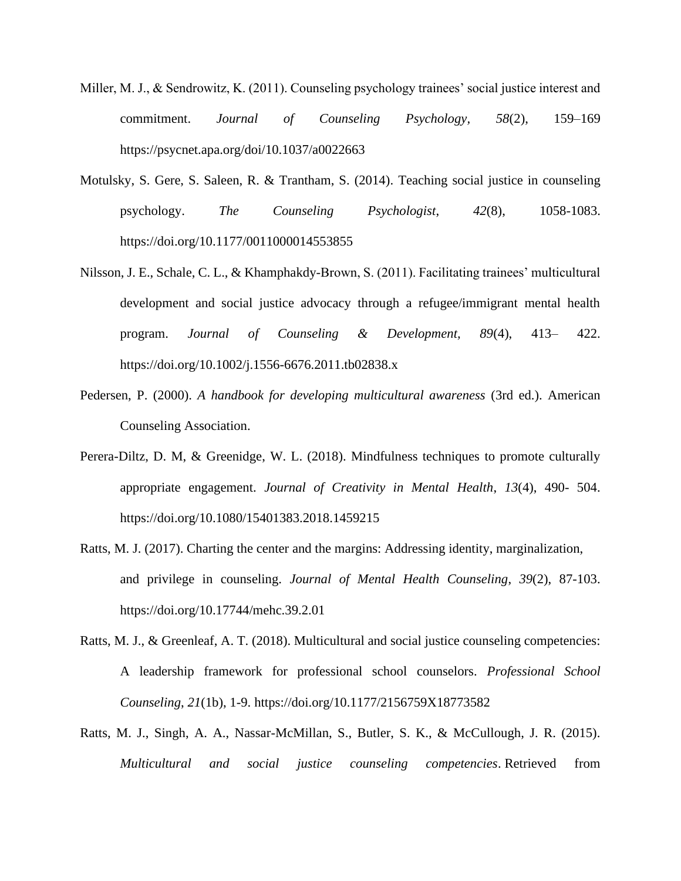Miller, M. J., & Sendrowitz, K. (2011). Counseling psychology trainees' social justice interest and commitment. *Journal of Counseling Psychology*, *58*(2), 159–169 https://psycnet.apa.org/doi/10.1037/a0022663

Motulsky, S. Gere, S. Saleen, R. & Trantham, S. (2014). Teaching social justice in counseling psychology. *The Counseling Psychologist*, *42*(8), 1058-1083. https://doi.org/10.1177/0011000014553855

Nilsson, J. E., Schale, C. L., & Khamphakdy-Brown, S. (2011). Facilitating trainees' multicultural development and social justice advocacy through a refugee/immigrant mental health program. *Journal of Counseling & Development*, *89*(4), 413– 422. https://doi.org/10.1002/j.1556-6676.2011.tb02838.x

Pedersen, P. (2000). *A handbook for developing multicultural awareness* (3rd ed.). American Counseling Association.

Perera-Diltz, D. M, & Greenidge, W. L. (2018). Mindfulness techniques to promote culturally appropriate engagement. *Journal of Creativity in Mental Health*, *13*(4), 490- 504. https://doi.org/10.1080/15401383.2018.1459215

Ratts, M. J. (2017). Charting the center and the margins: Addressing identity, marginalization, and privilege in counseling. *Journal of Mental Health Counseling*, *39*(2), 87-103. https://doi.org/10.17744/mehc.39.2.01

Ratts, M. J., & Greenleaf, A. T. (2018). Multicultural and social justice counseling competencies: A leadership framework for professional school counselors. *Professional School Counseling*, *21*(1b), 1-9. https://doi.org/10.1177/2156759X18773582

Ratts, M. J., Singh, A. A., Nassar-McMillan, S., Butler, S. K., & McCullough, J. R. (2015). *Multicultural and social justice counseling competencies*. Retrieved from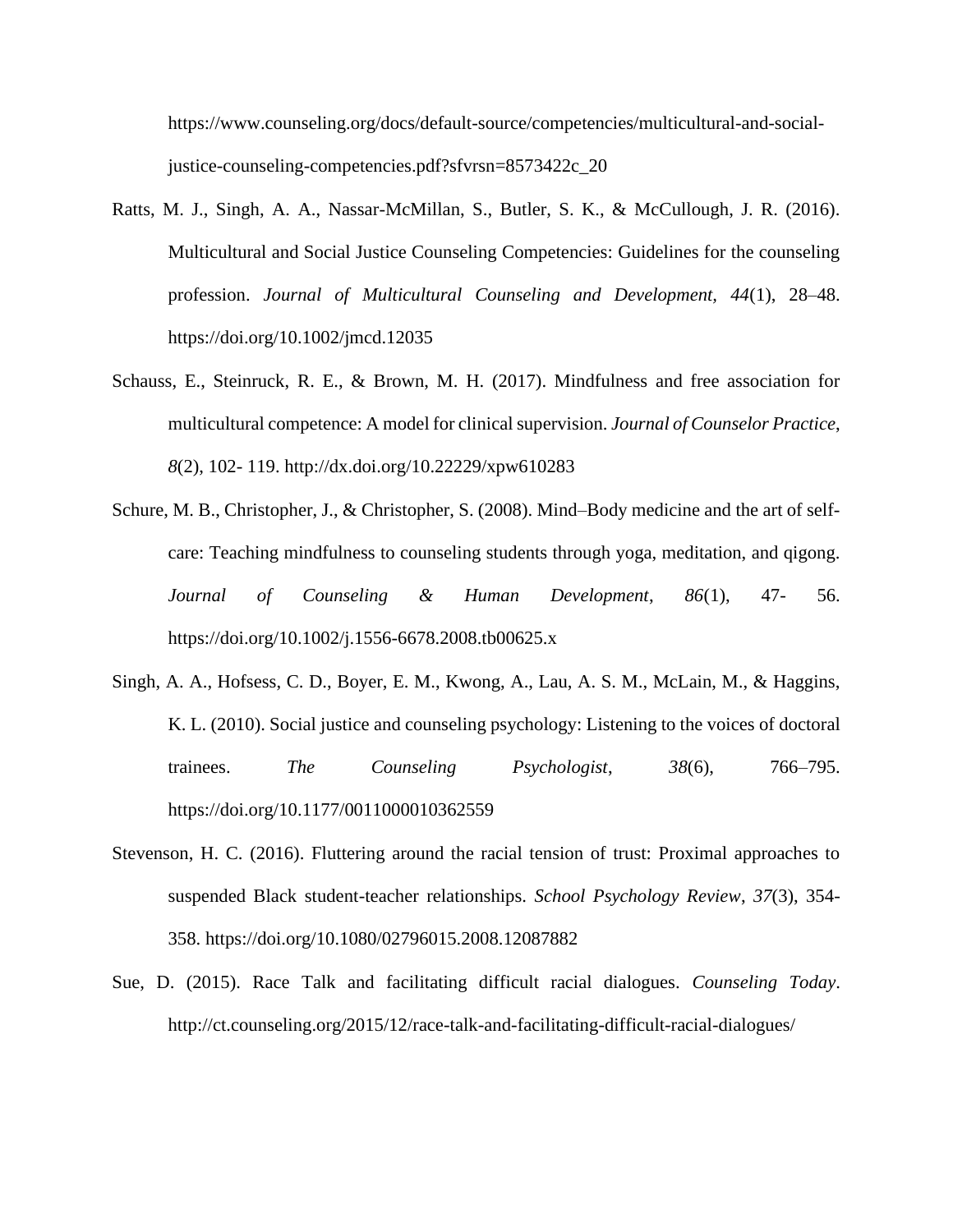https://www.counseling.org/docs/default-source/competencies/multicultural-and-social-justice-counseling-competencies.pdf?sfvrsn=8573422c_20

Ratts, M. J., Singh, A. A., Nassar-McMillan, S., Butler, S. K., & McCullough, J. R. (2016). Multicultural and Social Justice Counseling Competencies: Guidelines for the counseling profession. *Journal of Multicultural Counseling and Development, 44*(1), 28–48. https://doi.org/10.1002/jmcd.12035

Schauss, E., Steinruck, R. E., & Brown, M. H. (2017). Mindfulness and free association for multicultural competence: A model for clinical supervision. *Journal of Counselor Practice*, *8*(2), 102- 119. http://dx.doi.org/10.22229/xpw610283

Schure, M. B., Christopher, J., & Christopher, S. (2008). Mind–Body medicine and the art of self-care: Teaching mindfulness to counseling students through yoga, meditation, and qigong. *Journal of Counseling & Human Development*, *86*(1), 47- 56. https://doi.org/10.1002/j.1556-6678.2008.tb00625.x

Singh, A. A., Hofsess, C. D., Boyer, E. M., Kwong, A., Lau, A. S. M., McLain, M., & Haggins, K. L. (2010). Social justice and counseling psychology: Listening to the voices of doctoral trainees. *The Counseling Psychologist*, *38*(6), 766–795. https://doi.org/10.1177/0011000010362559

Stevenson, H. C. (2016). Fluttering around the racial tension of trust: Proximal approaches to suspended Black student-teacher relationships. *School Psychology Review*, *37*(3), 354-358. https://doi.org/10.1080/02796015.2008.12087882

Sue, D. (2015). Race Talk and facilitating difficult racial dialogues. *Counseling Today*. http://ct.counseling.org/2015/12/race-talk-and-facilitating-difficult-racial-dialogues/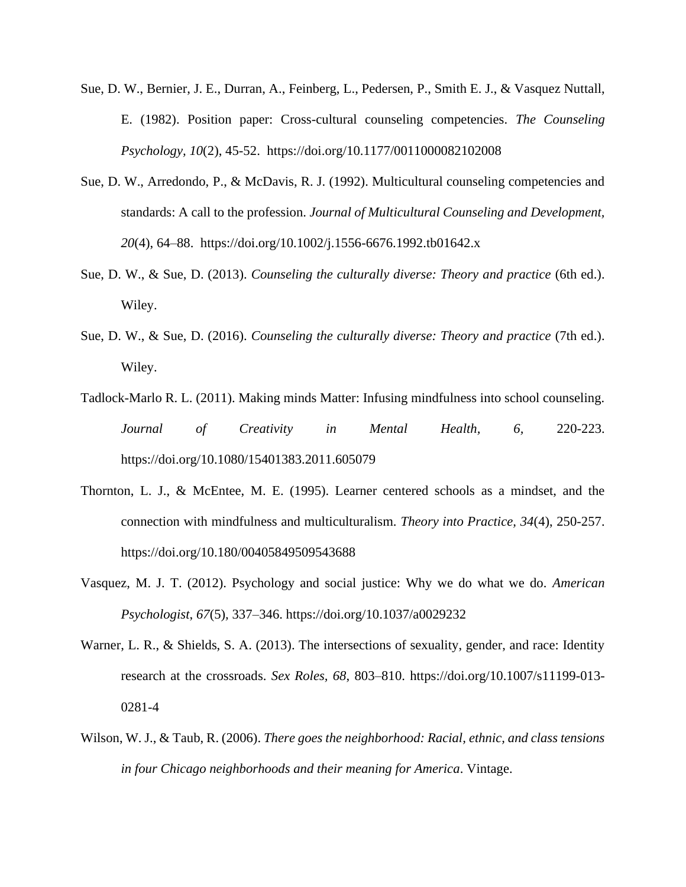Sue, D. W., Bernier, J. E., Durran, A., Feinberg, L., Pedersen, P., Smith E. J., & Vasquez Nuttall, E. (1982). Position paper: Cross-cultural counseling competencies. *The Counseling Psychology, 10*(2), 45-52. https://doi.org/10.1177/0011000082102008

Sue, D. W., Arredondo, P., & McDavis, R. J. (1992). Multicultural counseling competencies and standards: A call to the profession. *Journal of Multicultural Counseling and Development, 20*(4), 64–88. https://doi.org/10.1002/j.1556-6676.1992.tb01642.x

Sue, D. W., & Sue, D. (2013). *Counseling the culturally diverse: Theory and practice* (6th ed.). Wiley.

Sue, D. W., & Sue, D. (2016). *Counseling the culturally diverse: Theory and practice* (7th ed.). Wiley.

Tadlock-Marlo R. L. (2011). Making minds Matter: Infusing mindfulness into school counseling. *Journal of Creativity in Mental Health, 6,* 220-223. https://doi.org/10.1080/15401383.2011.605079

Thornton, L. J., & McEntee, M. E. (1995). Learner centered schools as a mindset, and the connection with mindfulness and multiculturalism. *Theory into Practice, 34*(4), 250-257. https://doi.org/10.180/00405849509543688

Vasquez, M. J. T. (2012). Psychology and social justice: Why we do what we do. *American Psychologist, 67*(5), 337–346. https://doi.org/10.1037/a0029232

Warner, L. R., & Shields, S. A. (2013). The intersections of sexuality, gender, and race: Identity research at the crossroads. *Sex Roles, 68*, 803–810. https://doi.org/10.1007/s11199-013-0281-4

Wilson, W. J., & Taub, R. (2006). *There goes the neighborhood: Racial, ethnic, and class tensions in four Chicago neighborhoods and their meaning for America*. Vintage.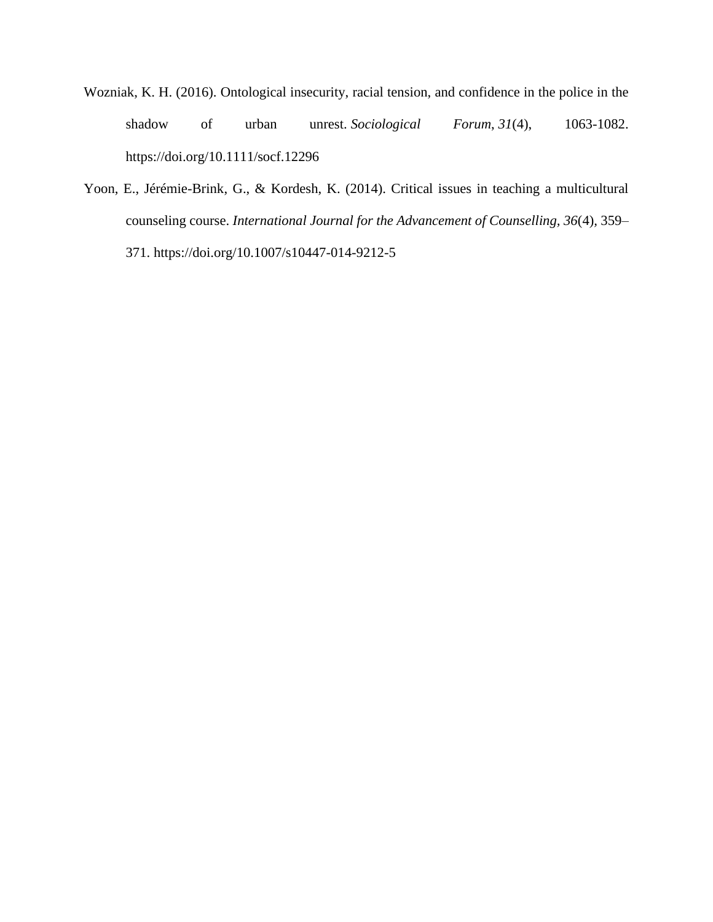Wozniak, K. H. (2016). Ontological insecurity, racial tension, and confidence in the police in the shadow of urban unrest. *Sociological Forum*, *31*(4), 1063-1082. https://doi.org/10.1111/socf.12296

Yoon, E., Jérémie-Brink, G., & Kordesh, K. (2014). Critical issues in teaching a multicultural counseling course. *International Journal for the Advancement of Counselling, 36*(4), 359–371. https://doi.org/10.1007/s10447-014-9212-5